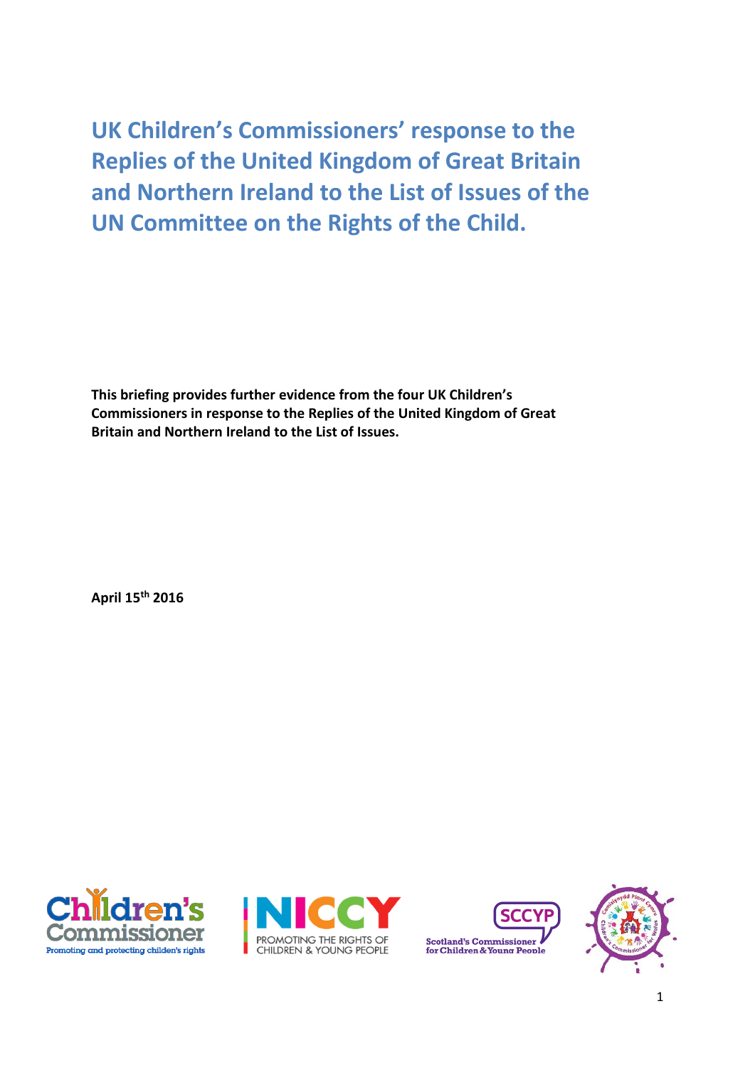# UK Children's Commissioners' response to the Replies of the United Kingdom of Great Britain and Northern Ireland to the List of Issues of the UN Committee on the Rights of the Child.

**This briefing provides further evidence from the four UK Children's Commissioners in response to the Replies of the United Kingdom of Great Britain and Northern Ireland to the List of Issues.**

**April 15th 2016**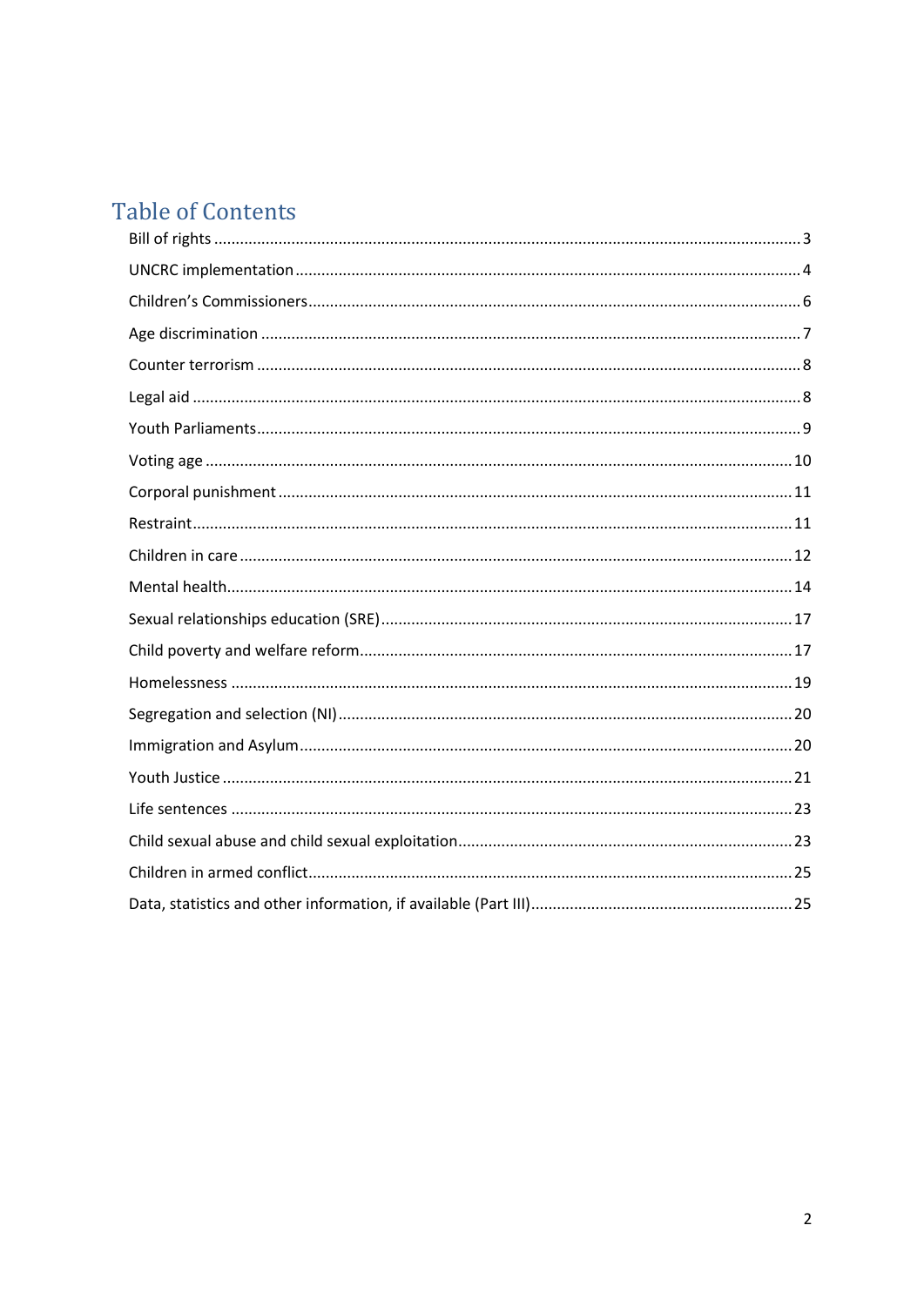# Table of Contents

- Bill of rights ... 3
- UNCRC implementation ... 4
- Children's Commissioners ... 6
- Age discrimination ... 7
- Counter terrorism ... 8
- Legal aid ... 8
- Youth Parliaments ... 9
- Voting age ... 10
- Corporal punishment ... 11
- Restraint ... 11
- Children in care ... 12
- Mental health ... 14
- Sexual relationships education (SRE) ... 17
- Child poverty and welfare reform ... 17
- Homelessness ... 19
- Segregation and selection (NI) ... 20
- Immigration and Asylum ... 20
- Youth Justice ... 21
- Life sentences ... 23
- Child sexual abuse and child sexual exploitation ... 23
- Children in armed conflict ... 25
- Data, statistics and other information, if available (Part III) ... 25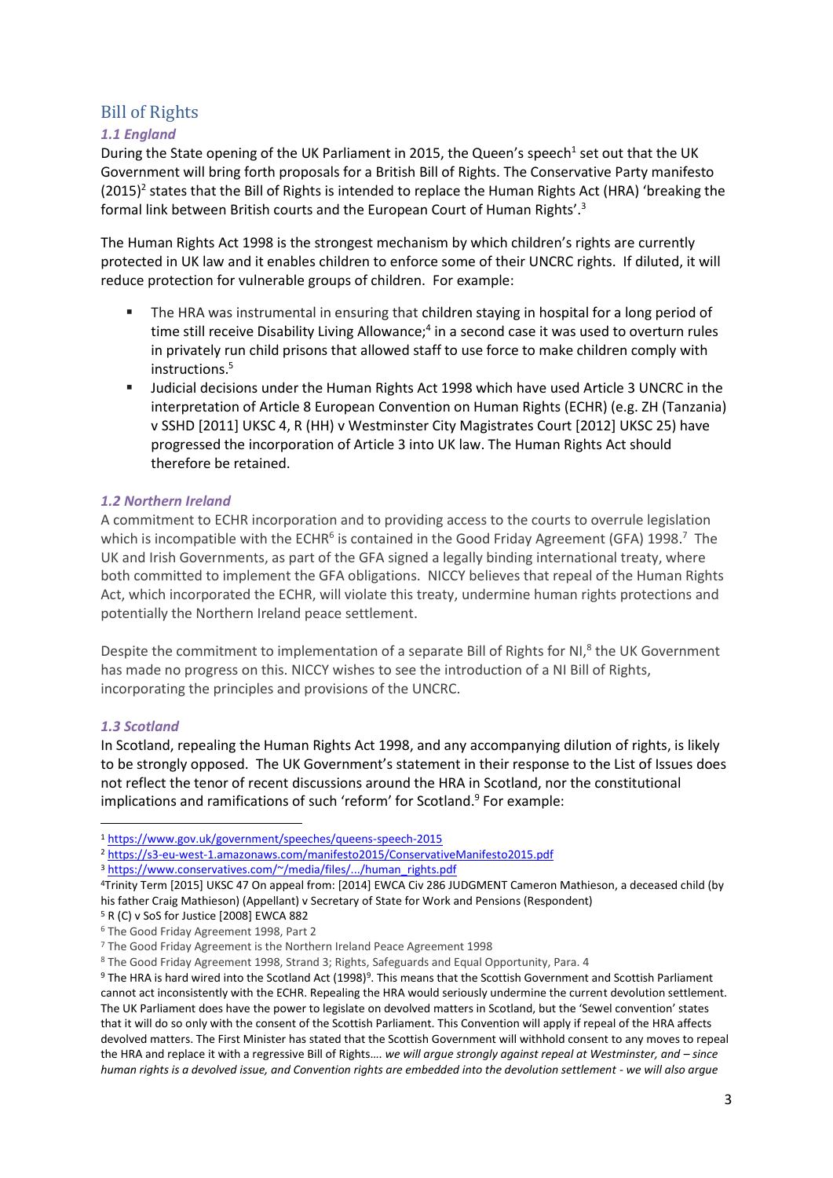## Bill of Rights

### *1.1 England*

During the State opening of the UK Parliament in 2015, the Queen's speech[1] set out that the UK Government will bring forth proposals for a British Bill of Rights. The Conservative Party manifesto (2015)[2] states that the Bill of Rights is intended to replace the Human Rights Act (HRA) 'breaking the formal link between British courts and the European Court of Human Rights'.[3]

The Human Rights Act 1998 is the strongest mechanism by which children's rights are currently protected in UK law and it enables children to enforce some of their UNCRC rights. If diluted, it will reduce protection for vulnerable groups of children. For example:

- The HRA was instrumental in ensuring that children staying in hospital for a long period of time still receive Disability Living Allowance;[4] in a second case it was used to overturn rules in privately run child prisons that allowed staff to use force to make children comply with instructions.[5]
- Judicial decisions under the Human Rights Act 1998 which have used Article 3 UNCRC in the interpretation of Article 8 European Convention on Human Rights (ECHR) (e.g. ZH (Tanzania) v SSHD [2011] UKSC 4, R (HH) v Westminster City Magistrates Court [2012] UKSC 25) have progressed the incorporation of Article 3 into UK law. The Human Rights Act should therefore be retained.

### *1.2 Northern Ireland*

A commitment to ECHR incorporation and to providing access to the courts to overrule legislation which is incompatible with the ECHR[6] is contained in the Good Friday Agreement (GFA) 1998.[7] The UK and Irish Governments, as part of the GFA signed a legally binding international treaty, where both committed to implement the GFA obligations. NICCY believes that repeal of the Human Rights Act, which incorporated the ECHR, will violate this treaty, undermine human rights protections and potentially the Northern Ireland peace settlement.

Despite the commitment to implementation of a separate Bill of Rights for NI,[8] the UK Government has made no progress on this. NICCY wishes to see the introduction of a NI Bill of Rights, incorporating the principles and provisions of the UNCRC.

### *1.3 Scotland*

In Scotland, repealing the Human Rights Act 1998, and any accompanying dilution of rights, is likely to be strongly opposed. The UK Government's statement in their response to the List of Issues does not reflect the tenor of recent discussions around the HRA in Scotland, nor the constitutional implications and ramifications of such 'reform' for Scotland.[9] For example:

---

[1] https://www.gov.uk/government/speeches/queens-speech-2015

[2] https://s3-eu-west-1.amazonaws.com/manifesto2015/ConservativeManifesto2015.pdf

[3] https://www.conservatives.com/~/media/files/.../human_rights.pdf

[4] Trinity Term [2015] UKSC 47 On appeal from: [2014] EWCA Civ 286 JUDGMENT Cameron Mathieson, a deceased child (by his father Craig Mathieson) (Appellant) v Secretary of State for Work and Pensions (Respondent)

[5] R (C) v SoS for Justice [2008] EWCA 882

[6] The Good Friday Agreement 1998, Part 2

[7] The Good Friday Agreement is the Northern Ireland Peace Agreement 1998

[8] The Good Friday Agreement 1998, Strand 3; Rights, Safeguards and Equal Opportunity, Para. 4

[9] The HRA is hard wired into the Scotland Act (1998)[9]. This means that the Scottish Government and Scottish Parliament cannot act inconsistently with the ECHR. Repealing the HRA would seriously undermine the current devolution settlement. The UK Parliament does have the power to legislate on devolved matters in Scotland, but the 'Sewel convention' states that it will do so only with the consent of the Scottish Parliament. This Convention will apply if repeal of the HRA affects devolved matters. The First Minister has stated that the Scottish Government will withhold consent to any moves to repeal the HRA and replace it with a regressive Bill of Rights…. *we will argue strongly against repeal at Westminster, and – since human rights is a devolved issue, and Convention rights are embedded into the devolution settlement - we will also argue*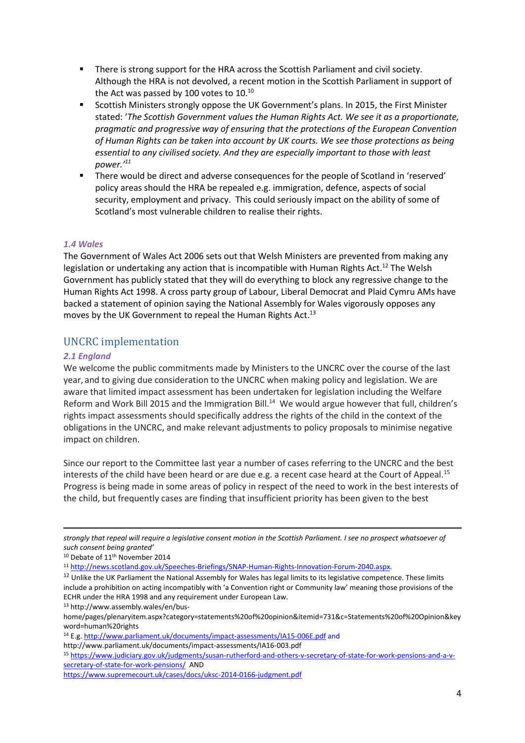- There is strong support for the HRA across the Scottish Parliament and civil society. Although the HRA is not devolved, a recent motion in the Scottish Parliament in support of the Act was passed by 100 votes to 10.[10]
- Scottish Ministers strongly oppose the UK Government's plans. In 2015, the First Minister stated: '*The Scottish Government values the Human Rights Act. We see it as a proportionate, pragmatic and progressive way of ensuring that the protections of the European Convention of Human Rights can be taken into account by UK courts. We see those protections as being essential to any civilised society. And they are especially important to those with least power.'*[11]
- There would be direct and adverse consequences for the people of Scotland in 'reserved' policy areas should the HRA be repealed e.g. immigration, defence, aspects of social security, employment and privacy. This could seriously impact on the ability of some of Scotland's most vulnerable children to realise their rights.

### *1.4 Wales*

The Government of Wales Act 2006 sets out that Welsh Ministers are prevented from making any legislation or undertaking any action that is incompatible with Human Rights Act.[12] The Welsh Government has publicly stated that they will do everything to block any regressive change to the Human Rights Act 1998. A cross party group of Labour, Liberal Democrat and Plaid Cymru AMs have backed a statement of opinion saying the National Assembly for Wales vigorously opposes any moves by the UK Government to repeal the Human Rights Act.[13]

## UNCRC implementation

### *2.1 England*

We welcome the public commitments made by Ministers to the UNCRC over the course of the last year, and to giving due consideration to the UNCRC when making policy and legislation. We are aware that limited impact assessment has been undertaken for legislation including the Welfare Reform and Work Bill 2015 and the Immigration Bill.[14] We would argue however that full, children's rights impact assessments should specifically address the rights of the child in the context of the obligations in the UNCRC, and make relevant adjustments to policy proposals to minimise negative impact on children.

Since our report to the Committee last year a number of cases referring to the UNCRC and the best interests of the child have been heard or are due e.g. a recent case heard at the Court of Appeal.[15] Progress is being made in some areas of policy in respect of the need to work in the best interests of the child, but frequently cases are finding that insufficient priority has been given to the best

---

*strongly that repeal will require a legislative consent motion in the Scottish Parliament. I see no prospect whatsoever of such consent being granted'*

[10] Debate of 11th November 2014

[11] http://news.scotland.gov.uk/Speeches-Briefings/SNAP-Human-Rights-Innovation-Forum-2040.aspx.

[12] Unlike the UK Parliament the National Assembly for Wales has legal limits to its legislative competence. These limits include a prohibition on acting incompatibly with 'a Convention right or Community law' meaning those provisions of the ECHR under the HRA 1998 and any requirement under European Law.

[13] http://www.assembly.wales/en/bus-home/pages/plenaryitem.aspx?category=statements%20of%20opinion&itemid=731&c=Statements%20of%20Opinion&keyword=human%20rights

[14] E.g. http://www.parliament.uk/documents/impact-assessments/IA15-006E.pdf and http://www.parliament.uk/documents/impact-assessments/IA16-003.pdf

[15] https://www.judiciary.gov.uk/judgments/susan-rutherford-and-others-v-secretary-of-state-for-work-pensions-and-a-v-secretary-of-state-for-work-pensions/ AND https://www.supremecourt.uk/cases/docs/uksc-2014-0166-judgment.pdf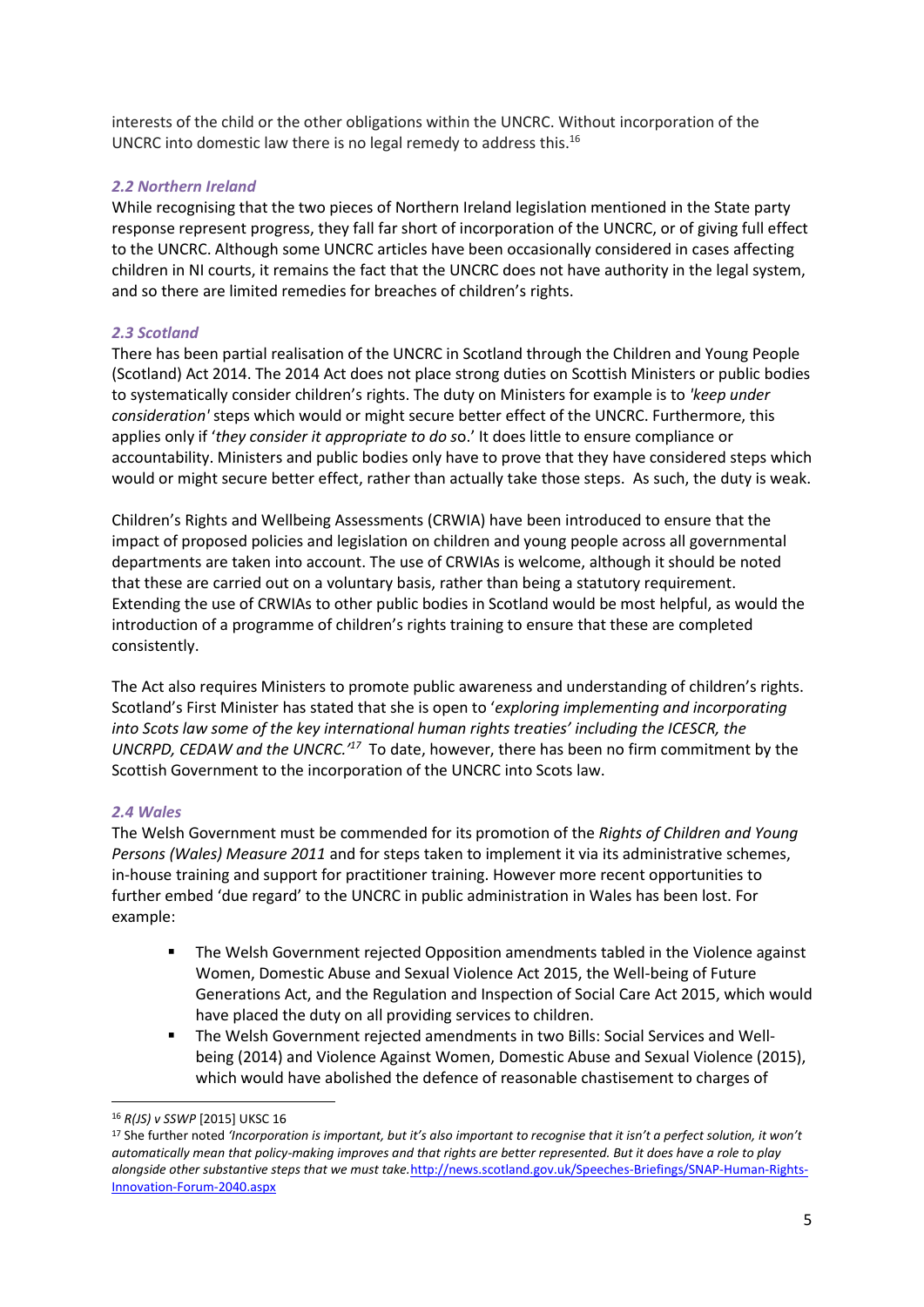interests of the child or the other obligations within the UNCRC. Without incorporation of the UNCRC into domestic law there is no legal remedy to address this.[16]

### *2.2 Northern Ireland*

While recognising that the two pieces of Northern Ireland legislation mentioned in the State party response represent progress, they fall far short of incorporation of the UNCRC, or of giving full effect to the UNCRC. Although some UNCRC articles have been occasionally considered in cases affecting children in NI courts, it remains the fact that the UNCRC does not have authority in the legal system, and so there are limited remedies for breaches of children's rights.

### *2.3 Scotland*

There has been partial realisation of the UNCRC in Scotland through the Children and Young People (Scotland) Act 2014. The 2014 Act does not place strong duties on Scottish Ministers or public bodies to systematically consider children's rights. The duty on Ministers for example is to *'keep under consideration'* steps which would or might secure better effect of the UNCRC. Furthermore, this applies only if '*they consider it appropriate to do s*o.' It does little to ensure compliance or accountability. Ministers and public bodies only have to prove that they have considered steps which would or might secure better effect, rather than actually take those steps. As such, the duty is weak.

Children's Rights and Wellbeing Assessments (CRWIA) have been introduced to ensure that the impact of proposed policies and legislation on children and young people across all governmental departments are taken into account. The use of CRWIAs is welcome, although it should be noted that these are carried out on a voluntary basis, rather than being a statutory requirement. Extending the use of CRWIAs to other public bodies in Scotland would be most helpful, as would the introduction of a programme of children's rights training to ensure that these are completed consistently.

The Act also requires Ministers to promote public awareness and understanding of children's rights. Scotland's First Minister has stated that she is open to '*exploring implementing and incorporating into Scots law some of the key international human rights treaties' including the ICESCR, the UNCRPD, CEDAW and the UNCRC.'*[17] To date, however, there has been no firm commitment by the Scottish Government to the incorporation of the UNCRC into Scots law.

### *2.4 Wales*

The Welsh Government must be commended for its promotion of the *Rights of Children and Young Persons (Wales) Measure 2011* and for steps taken to implement it via its administrative schemes, in-house training and support for practitioner training. However more recent opportunities to further embed 'due regard' to the UNCRC in public administration in Wales has been lost. For example:

- The Welsh Government rejected Opposition amendments tabled in the Violence against Women, Domestic Abuse and Sexual Violence Act 2015, the Well-being of Future Generations Act, and the Regulation and Inspection of Social Care Act 2015, which would have placed the duty on all providing services to children.
- The Welsh Government rejected amendments in two Bills: Social Services and Well-being (2014) and Violence Against Women, Domestic Abuse and Sexual Violence (2015), which would have abolished the defence of reasonable chastisement to charges of

---

[16] *R(JS) v SSWP* [2015] UKSC 16

[17] She further noted *'Incorporation is important, but it's also important to recognise that it isn't a perfect solution, it won't automatically mean that policy-making improves and that rights are better represented. But it does have a role to play alongside other substantive steps that we must take.'*http://news.scotland.gov.uk/Speeches-Briefings/SNAP-Human-Rights-Innovation-Forum-2040.aspx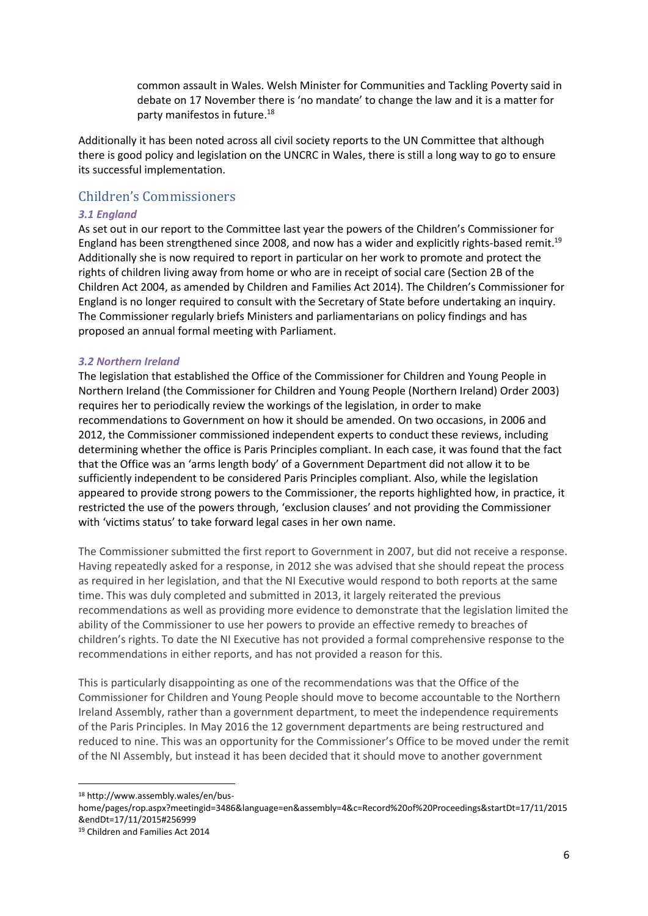common assault in Wales. Welsh Minister for Communities and Tackling Poverty said in debate on 17 November there is 'no mandate' to change the law and it is a matter for party manifestos in future.[18]

Additionally it has been noted across all civil society reports to the UN Committee that although there is good policy and legislation on the UNCRC in Wales, there is still a long way to go to ensure its successful implementation.

## Children's Commissioners

### *3.1 England*

As set out in our report to the Committee last year the powers of the Children's Commissioner for England has been strengthened since 2008, and now has a wider and explicitly rights-based remit.[19] Additionally she is now required to report in particular on her work to promote and protect the rights of children living away from home or who are in receipt of social care (Section 2B of the Children Act 2004, as amended by Children and Families Act 2014). The Children's Commissioner for England is no longer required to consult with the Secretary of State before undertaking an inquiry. The Commissioner regularly briefs Ministers and parliamentarians on policy findings and has proposed an annual formal meeting with Parliament.

### *3.2 Northern Ireland*

The legislation that established the Office of the Commissioner for Children and Young People in Northern Ireland (the Commissioner for Children and Young People (Northern Ireland) Order 2003) requires her to periodically review the workings of the legislation, in order to make recommendations to Government on how it should be amended. On two occasions, in 2006 and 2012, the Commissioner commissioned independent experts to conduct these reviews, including determining whether the office is Paris Principles compliant. In each case, it was found that the fact that the Office was an 'arms length body' of a Government Department did not allow it to be sufficiently independent to be considered Paris Principles compliant. Also, while the legislation appeared to provide strong powers to the Commissioner, the reports highlighted how, in practice, it restricted the use of the powers through, 'exclusion clauses' and not providing the Commissioner with 'victims status' to take forward legal cases in her own name.

The Commissioner submitted the first report to Government in 2007, but did not receive a response. Having repeatedly asked for a response, in 2012 she was advised that she should repeat the process as required in her legislation, and that the NI Executive would respond to both reports at the same time. This was duly completed and submitted in 2013, it largely reiterated the previous recommendations as well as providing more evidence to demonstrate that the legislation limited the ability of the Commissioner to use her powers to provide an effective remedy to breaches of children's rights. To date the NI Executive has not provided a formal comprehensive response to the recommendations in either reports, and has not provided a reason for this.

This is particularly disappointing as one of the recommendations was that the Office of the Commissioner for Children and Young People should move to become accountable to the Northern Ireland Assembly, rather than a government department, to meet the independence requirements of the Paris Principles. In May 2016 the 12 government departments are being restructured and reduced to nine. This was an opportunity for the Commissioner's Office to be moved under the remit of the NI Assembly, but instead it has been decided that it should move to another government

---

[18] http://www.assembly.wales/en/bus-home/pages/rop.aspx?meetingid=3486&language=en&assembly=4&c=Record%20of%20Proceedings&startDt=17/11/2015&endDt=17/11/2015#256999

[19] Children and Families Act 2014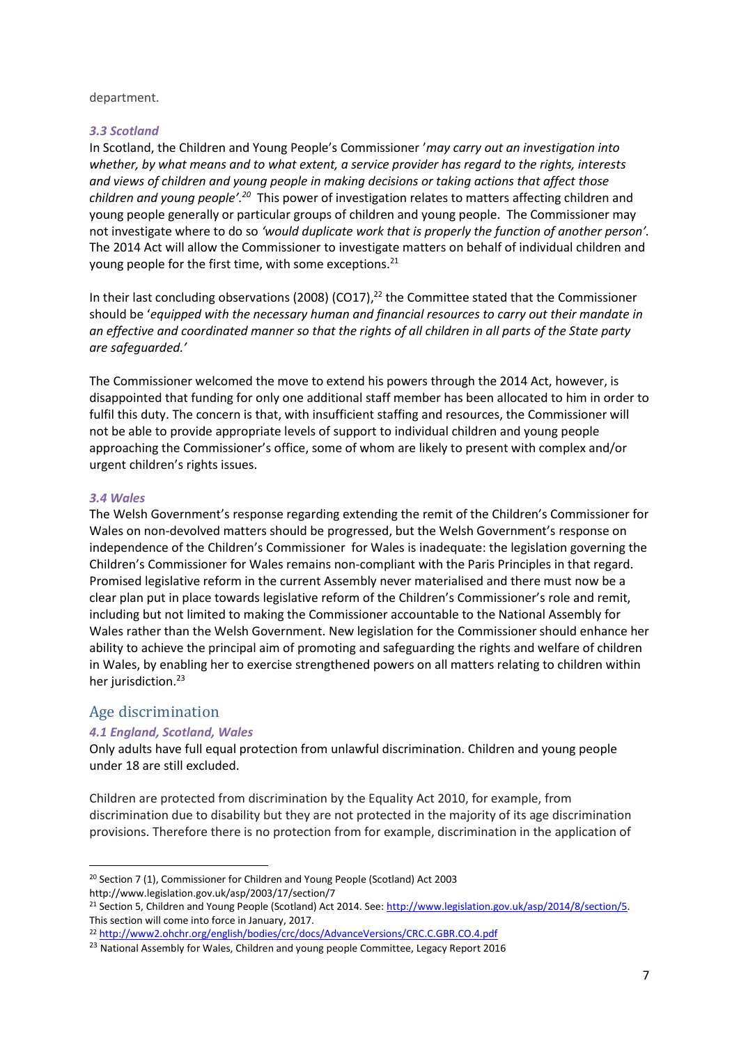department.

### *3.3 Scotland*

In Scotland, the Children and Young People's Commissioner '*may carry out an investigation into whether, by what means and to what extent, a service provider has regard to the rights, interests and views of children and young people in making decisions or taking actions that affect those children and young people'.*[20] This power of investigation relates to matters affecting children and young people generally or particular groups of children and young people. The Commissioner may not investigate where to do so *'would duplicate work that is properly the function of another person'*. The 2014 Act will allow the Commissioner to investigate matters on behalf of individual children and young people for the first time, with some exceptions.[21]

In their last concluding observations (2008) (CO17),[22] the Committee stated that the Commissioner should be '*equipped with the necessary human and financial resources to carry out their mandate in an effective and coordinated manner so that the rights of all children in all parts of the State party are safeguarded.'*

The Commissioner welcomed the move to extend his powers through the 2014 Act, however, is disappointed that funding for only one additional staff member has been allocated to him in order to fulfil this duty. The concern is that, with insufficient staffing and resources, the Commissioner will not be able to provide appropriate levels of support to individual children and young people approaching the Commissioner's office, some of whom are likely to present with complex and/or urgent children's rights issues.

### *3.4 Wales*

The Welsh Government's response regarding extending the remit of the Children's Commissioner for Wales on non-devolved matters should be progressed, but the Welsh Government's response on independence of the Children's Commissioner for Wales is inadequate: the legislation governing the Children's Commissioner for Wales remains non-compliant with the Paris Principles in that regard. Promised legislative reform in the current Assembly never materialised and there must now be a clear plan put in place towards legislative reform of the Children's Commissioner's role and remit, including but not limited to making the Commissioner accountable to the National Assembly for Wales rather than the Welsh Government. New legislation for the Commissioner should enhance her ability to achieve the principal aim of promoting and safeguarding the rights and welfare of children in Wales, by enabling her to exercise strengthened powers on all matters relating to children within her jurisdiction.[23]

## Age discrimination

### *4.1 England, Scotland, Wales*

Only adults have full equal protection from unlawful discrimination. Children and young people under 18 are still excluded.

Children are protected from discrimination by the Equality Act 2010, for example, from discrimination due to disability but they are not protected in the majority of its age discrimination provisions. Therefore there is no protection from for example, discrimination in the application of

---

[20] Section 7 (1), Commissioner for Children and Young People (Scotland) Act 2003 http://www.legislation.gov.uk/asp/2003/17/section/7

[21] Section 5, Children and Young People (Scotland) Act 2014. See: http://www.legislation.gov.uk/asp/2014/8/section/5. This section will come into force in January, 2017.

[22] http://www2.ohchr.org/english/bodies/crc/docs/AdvanceVersions/CRC.C.GBR.CO.4.pdf

[23] National Assembly for Wales, Children and young people Committee, Legacy Report 2016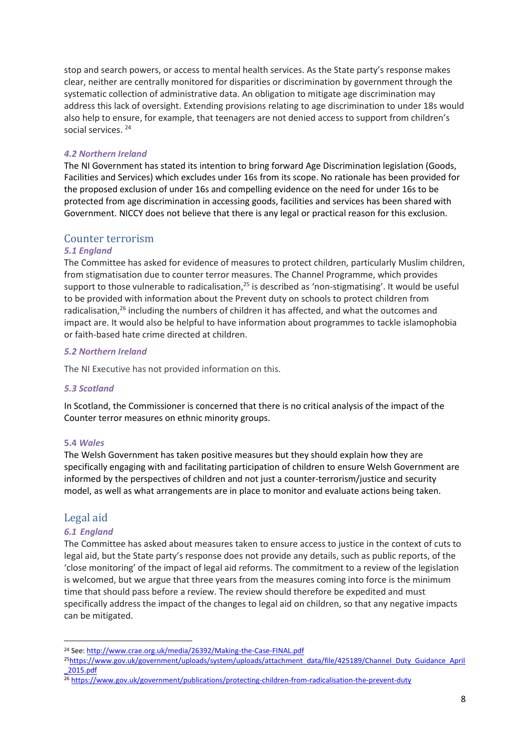stop and search powers, or access to mental health services. As the State party's response makes clear, neither are centrally monitored for disparities or discrimination by government through the systematic collection of administrative data. An obligation to mitigate age discrimination may address this lack of oversight. Extending provisions relating to age discrimination to under 18s would also help to ensure, for example, that teenagers are not denied access to support from children's social services. [24]

### *4.2 Northern Ireland*

The NI Government has stated its intention to bring forward Age Discrimination legislation (Goods, Facilities and Services) which excludes under 16s from its scope. No rationale has been provided for the proposed exclusion of under 16s and compelling evidence on the need for under 16s to be protected from age discrimination in accessing goods, facilities and services has been shared with Government. NICCY does not believe that there is any legal or practical reason for this exclusion.

## Counter terrorism

### *5.1 England*

The Committee has asked for evidence of measures to protect children, particularly Muslim children, from stigmatisation due to counter terror measures. The Channel Programme, which provides support to those vulnerable to radicalisation,[25] is described as 'non-stigmatising'. It would be useful to be provided with information about the Prevent duty on schools to protect children from radicalisation,[26] including the numbers of children it has affected, and what the outcomes and impact are. It would also be helpful to have information about programmes to tackle islamophobia or faith-based hate crime directed at children.

### *5.2 Northern Ireland*

The NI Executive has not provided information on this.

### *5.3 Scotland*

In Scotland, the Commissioner is concerned that there is no critical analysis of the impact of the Counter terror measures on ethnic minority groups.

### 5.4 *Wales*

The Welsh Government has taken positive measures but they should explain how they are specifically engaging with and facilitating participation of children to ensure Welsh Government are informed by the perspectives of children and not just a counter-terrorism/justice and security model, as well as what arrangements are in place to monitor and evaluate actions being taken.

## Legal aid

### *6.1 England*

The Committee has asked about measures taken to ensure access to justice in the context of cuts to legal aid, but the State party's response does not provide any details, such as public reports, of the 'close monitoring' of the impact of legal aid reforms. The commitment to a review of the legislation is welcomed, but we argue that three years from the measures coming into force is the minimum time that should pass before a review. The review should therefore be expedited and must specifically address the impact of the changes to legal aid on children, so that any negative impacts can be mitigated.

---

[24] See: http://www.crae.org.uk/media/26392/Making-the-Case-FINAL.pdf

[25] https://www.gov.uk/government/uploads/system/uploads/attachment_data/file/425189/Channel_Duty_Guidance_April_2015.pdf

[26] https://www.gov.uk/government/publications/protecting-children-from-radicalisation-the-prevent-duty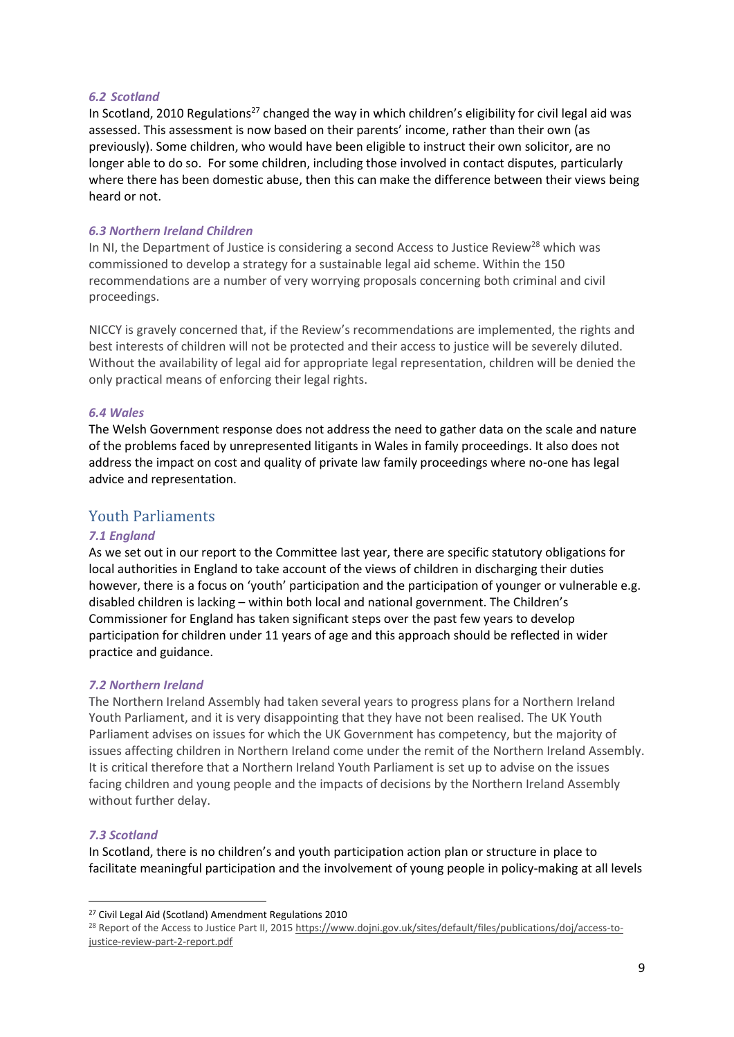### *6.2 Scotland*

In Scotland, 2010 Regulations[27] changed the way in which children's eligibility for civil legal aid was assessed. This assessment is now based on their parents' income, rather than their own (as previously). Some children, who would have been eligible to instruct their own solicitor, are no longer able to do so. For some children, including those involved in contact disputes, particularly where there has been domestic abuse, then this can make the difference between their views being heard or not.

### *6.3 Northern Ireland Children*

In NI, the Department of Justice is considering a second Access to Justice Review[28] which was commissioned to develop a strategy for a sustainable legal aid scheme. Within the 150 recommendations are a number of very worrying proposals concerning both criminal and civil proceedings.

NICCY is gravely concerned that, if the Review's recommendations are implemented, the rights and best interests of children will not be protected and their access to justice will be severely diluted. Without the availability of legal aid for appropriate legal representation, children will be denied the only practical means of enforcing their legal rights.

### *6.4 Wales*

The Welsh Government response does not address the need to gather data on the scale and nature of the problems faced by unrepresented litigants in Wales in family proceedings. It also does not address the impact on cost and quality of private law family proceedings where no-one has legal advice and representation.

## Youth Parliaments

### *7.1 England*

As we set out in our report to the Committee last year, there are specific statutory obligations for local authorities in England to take account of the views of children in discharging their duties however, there is a focus on 'youth' participation and the participation of younger or vulnerable e.g. disabled children is lacking – within both local and national government. The Children's Commissioner for England has taken significant steps over the past few years to develop participation for children under 11 years of age and this approach should be reflected in wider practice and guidance.

### *7.2 Northern Ireland*

The Northern Ireland Assembly had taken several years to progress plans for a Northern Ireland Youth Parliament, and it is very disappointing that they have not been realised. The UK Youth Parliament advises on issues for which the UK Government has competency, but the majority of issues affecting children in Northern Ireland come under the remit of the Northern Ireland Assembly. It is critical therefore that a Northern Ireland Youth Parliament is set up to advise on the issues facing children and young people and the impacts of decisions by the Northern Ireland Assembly without further delay.

### *7.3 Scotland*

In Scotland, there is no children's and youth participation action plan or structure in place to facilitate meaningful participation and the involvement of young people in policy-making at all levels

---

[27] Civil Legal Aid (Scotland) Amendment Regulations 2010

[28] Report of the Access to Justice Part II, 2015 https://www.dojni.gov.uk/sites/default/files/publications/doj/access-to-justice-review-part-2-report.pdf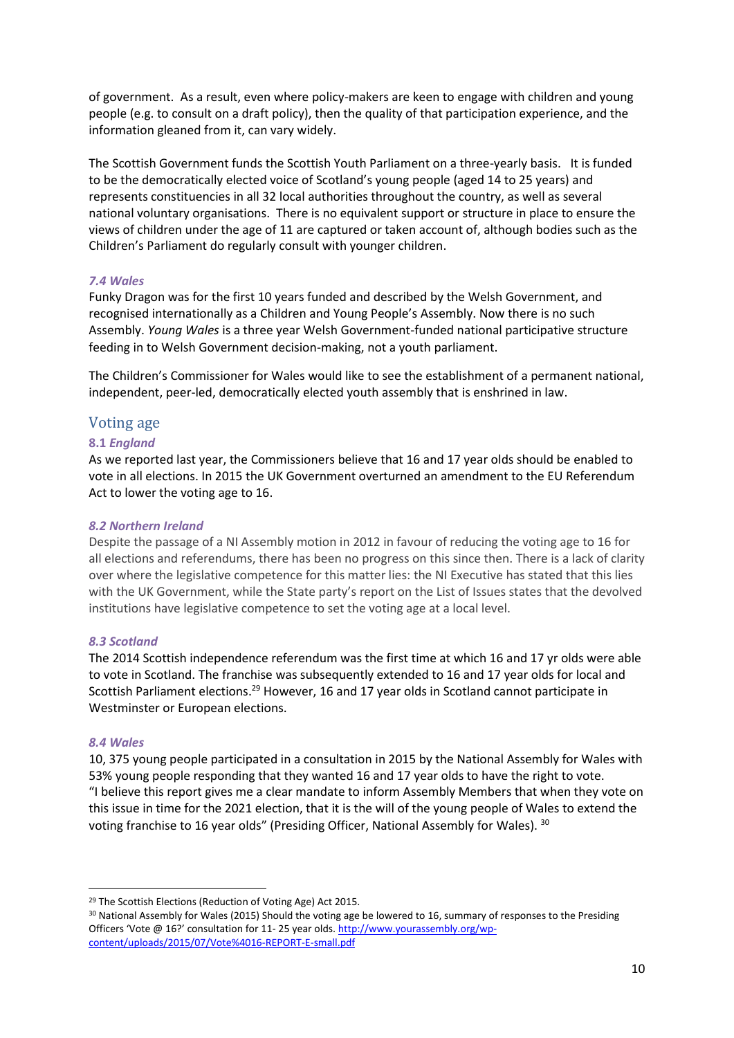of government. As a result, even where policy-makers are keen to engage with children and young people (e.g. to consult on a draft policy), then the quality of that participation experience, and the information gleaned from it, can vary widely.

The Scottish Government funds the Scottish Youth Parliament on a three-yearly basis. It is funded to be the democratically elected voice of Scotland's young people (aged 14 to 25 years) and represents constituencies in all 32 local authorities throughout the country, as well as several national voluntary organisations. There is no equivalent support or structure in place to ensure the views of children under the age of 11 are captured or taken account of, although bodies such as the Children's Parliament do regularly consult with younger children.

### *7.4 Wales*

Funky Dragon was for the first 10 years funded and described by the Welsh Government, and recognised internationally as a Children and Young People's Assembly. Now there is no such Assembly. *Young Wales* is a three year Welsh Government-funded national participative structure feeding in to Welsh Government decision-making, not a youth parliament.

The Children's Commissioner for Wales would like to see the establishment of a permanent national, independent, peer-led, democratically elected youth assembly that is enshrined in law.

## Voting age

### 8.1 *England*

As we reported last year, the Commissioners believe that 16 and 17 year olds should be enabled to vote in all elections. In 2015 the UK Government overturned an amendment to the EU Referendum Act to lower the voting age to 16.

### *8.2 Northern Ireland*

Despite the passage of a NI Assembly motion in 2012 in favour of reducing the voting age to 16 for all elections and referendums, there has been no progress on this since then. There is a lack of clarity over where the legislative competence for this matter lies: the NI Executive has stated that this lies with the UK Government, while the State party's report on the List of Issues states that the devolved institutions have legislative competence to set the voting age at a local level.

### *8.3 Scotland*

The 2014 Scottish independence referendum was the first time at which 16 and 17 yr olds were able to vote in Scotland. The franchise was subsequently extended to 16 and 17 year olds for local and Scottish Parliament elections.[29] However, 16 and 17 year olds in Scotland cannot participate in Westminster or European elections.

### *8.4 Wales*

10, 375 young people participated in a consultation in 2015 by the National Assembly for Wales with 53% young people responding that they wanted 16 and 17 year olds to have the right to vote. "I believe this report gives me a clear mandate to inform Assembly Members that when they vote on this issue in time for the 2021 election, that it is the will of the young people of Wales to extend the voting franchise to 16 year olds" (Presiding Officer, National Assembly for Wales). [30]

---

[29] The Scottish Elections (Reduction of Voting Age) Act 2015.

[30] National Assembly for Wales (2015) Should the voting age be lowered to 16, summary of responses to the Presiding Officers 'Vote @ 16?' consultation for 11- 25 year olds. http://www.yourassembly.org/wp-content/uploads/2015/07/Vote%4016-REPORT-E-small.pdf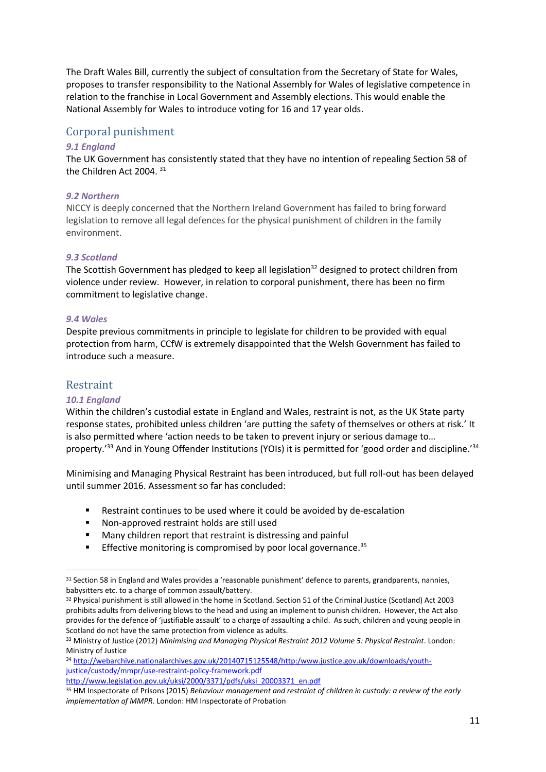The Draft Wales Bill, currently the subject of consultation from the Secretary of State for Wales, proposes to transfer responsibility to the National Assembly for Wales of legislative competence in relation to the franchise in Local Government and Assembly elections. This would enable the National Assembly for Wales to introduce voting for 16 and 17 year olds.

## Corporal punishment

### *9.1 England*

The UK Government has consistently stated that they have no intention of repealing Section 58 of the Children Act 2004. [31]

### *9.2 Northern*

NICCY is deeply concerned that the Northern Ireland Government has failed to bring forward legislation to remove all legal defences for the physical punishment of children in the family environment.

### *9.3 Scotland*

The Scottish Government has pledged to keep all legislation[32] designed to protect children from violence under review. However, in relation to corporal punishment, there has been no firm commitment to legislative change.

### *9.4 Wales*

Despite previous commitments in principle to legislate for children to be provided with equal protection from harm, CCfW is extremely disappointed that the Welsh Government has failed to introduce such a measure.

## Restraint

### *10.1 England*

Within the children's custodial estate in England and Wales, restraint is not, as the UK State party response states, prohibited unless children 'are putting the safety of themselves or others at risk.' It is also permitted where 'action needs to be taken to prevent injury or serious damage to… property.'[33] And in Young Offender Institutions (YOIs) it is permitted for 'good order and discipline.'[34]

Minimising and Managing Physical Restraint has been introduced, but full roll-out has been delayed until summer 2016. Assessment so far has concluded:

- Restraint continues to be used where it could be avoided by de-escalation
- Non-approved restraint holds are still used
- Many children report that restraint is distressing and painful
- Effective monitoring is compromised by poor local governance.[35]

---

[31] Section 58 in England and Wales provides a 'reasonable punishment' defence to parents, grandparents, nannies, babysitters etc. to a charge of common assault/battery.

[32] Physical punishment is still allowed in the home in Scotland. Section 51 of the Criminal Justice (Scotland) Act 2003 prohibits adults from delivering blows to the head and using an implement to punish children. However, the Act also provides for the defence of 'justifiable assault' to a charge of assaulting a child. As such, children and young people in Scotland do not have the same protection from violence as adults.

[33] Ministry of Justice (2012) *Minimising and Managing Physical Restraint 2012 Volume 5: Physical Restraint*. London: Ministry of Justice

[34] http://webarchive.nationalarchives.gov.uk/20140715125548/http:/www.justice.gov.uk/downloads/youth-justice/custody/mmpr/use-restraint-policy-framework.pdf
http://www.legislation.gov.uk/uksi/2000/3371/pdfs/uksi_20003371_en.pdf

[35] HM Inspectorate of Prisons (2015) *Behaviour management and restraint of children in custody: a review of the early implementation of MMPR*. London: HM Inspectorate of Probation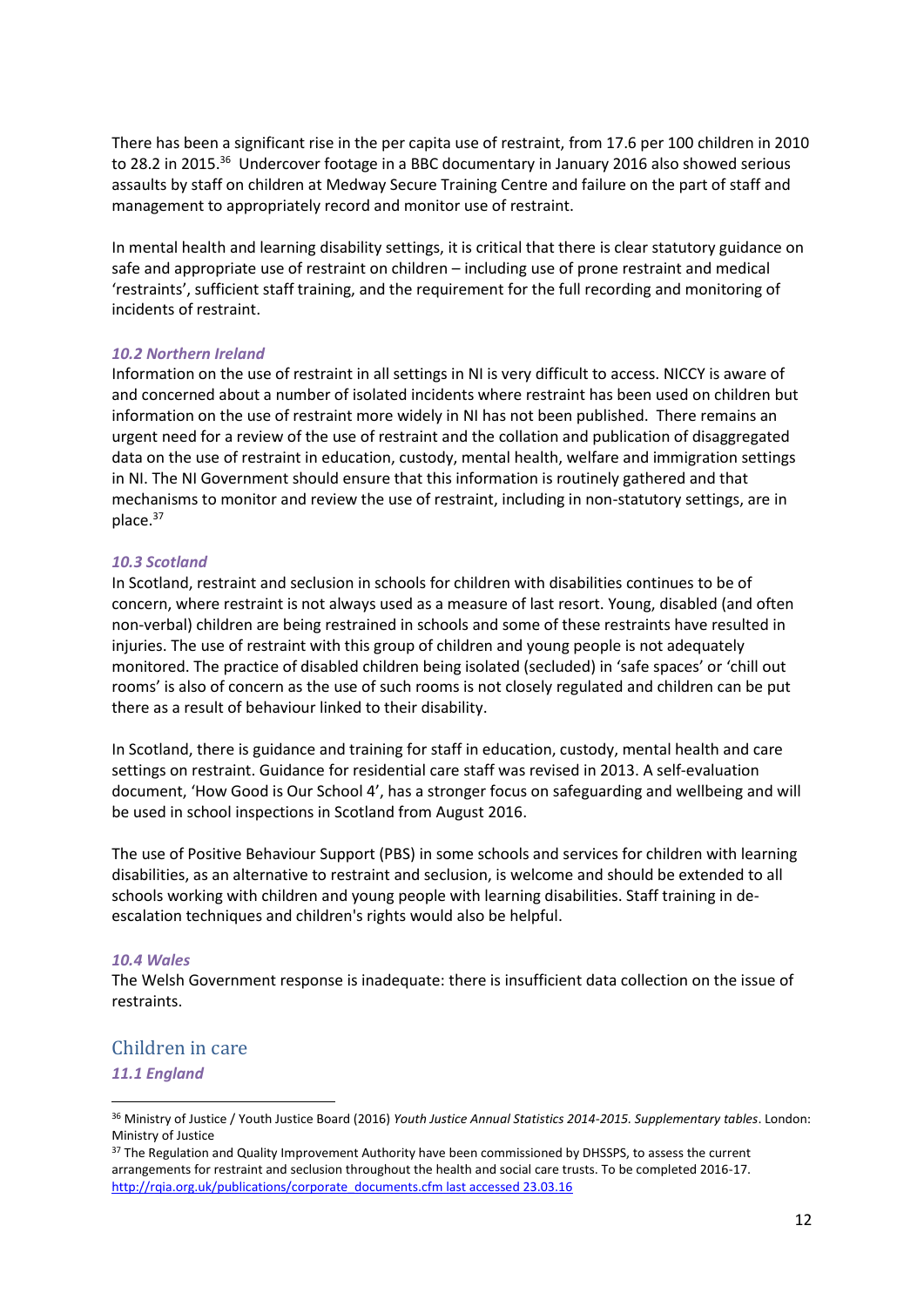There has been a significant rise in the per capita use of restraint, from 17.6 per 100 children in 2010 to 28.2 in 2015.[36] Undercover footage in a BBC documentary in January 2016 also showed serious assaults by staff on children at Medway Secure Training Centre and failure on the part of staff and management to appropriately record and monitor use of restraint.

In mental health and learning disability settings, it is critical that there is clear statutory guidance on safe and appropriate use of restraint on children – including use of prone restraint and medical 'restraints', sufficient staff training, and the requirement for the full recording and monitoring of incidents of restraint.

### *10.2 Northern Ireland*

Information on the use of restraint in all settings in NI is very difficult to access. NICCY is aware of and concerned about a number of isolated incidents where restraint has been used on children but information on the use of restraint more widely in NI has not been published. There remains an urgent need for a review of the use of restraint and the collation and publication of disaggregated data on the use of restraint in education, custody, mental health, welfare and immigration settings in NI. The NI Government should ensure that this information is routinely gathered and that mechanisms to monitor and review the use of restraint, including in non-statutory settings, are in place.[37]

### *10.3 Scotland*

In Scotland, restraint and seclusion in schools for children with disabilities continues to be of concern, where restraint is not always used as a measure of last resort. Young, disabled (and often non-verbal) children are being restrained in schools and some of these restraints have resulted in injuries. The use of restraint with this group of children and young people is not adequately monitored. The practice of disabled children being isolated (secluded) in 'safe spaces' or 'chill out rooms' is also of concern as the use of such rooms is not closely regulated and children can be put there as a result of behaviour linked to their disability.

In Scotland, there is guidance and training for staff in education, custody, mental health and care settings on restraint. Guidance for residential care staff was revised in 2013. A self-evaluation document, 'How Good is Our School 4', has a stronger focus on safeguarding and wellbeing and will be used in school inspections in Scotland from August 2016.

The use of Positive Behaviour Support (PBS) in some schools and services for children with learning disabilities, as an alternative to restraint and seclusion, is welcome and should be extended to all schools working with children and young people with learning disabilities. Staff training in de-escalation techniques and children's rights would also be helpful.

### *10.4 Wales*

The Welsh Government response is inadequate: there is insufficient data collection on the issue of restraints.

## Children in care

### *11.1 England*

---

[36] Ministry of Justice / Youth Justice Board (2016) *Youth Justice Annual Statistics 2014-2015. Supplementary tables*. London: Ministry of Justice

[37] The Regulation and Quality Improvement Authority have been commissioned by DHSSPS, to assess the current arrangements for restraint and seclusion throughout the health and social care trusts. To be completed 2016-17. http://rqia.org.uk/publications/corporate_documents.cfm last accessed 23.03.16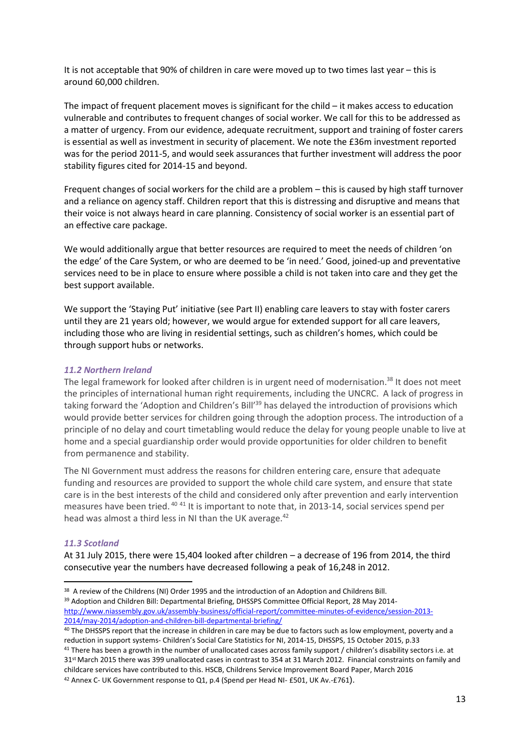It is not acceptable that 90% of children in care were moved up to two times last year – this is around 60,000 children.

The impact of frequent placement moves is significant for the child – it makes access to education vulnerable and contributes to frequent changes of social worker. We call for this to be addressed as a matter of urgency. From our evidence, adequate recruitment, support and training of foster carers is essential as well as investment in security of placement. We note the £36m investment reported was for the period 2011-5, and would seek assurances that further investment will address the poor stability figures cited for 2014-15 and beyond.

Frequent changes of social workers for the child are a problem – this is caused by high staff turnover and a reliance on agency staff. Children report that this is distressing and disruptive and means that their voice is not always heard in care planning. Consistency of social worker is an essential part of an effective care package.

We would additionally argue that better resources are required to meet the needs of children 'on the edge' of the Care System, or who are deemed to be 'in need.' Good, joined-up and preventative services need to be in place to ensure where possible a child is not taken into care and they get the best support available.

We support the 'Staying Put' initiative (see Part II) enabling care leavers to stay with foster carers until they are 21 years old; however, we would argue for extended support for all care leavers, including those who are living in residential settings, such as children's homes, which could be through support hubs or networks.

### *11.2 Northern Ireland*

The legal framework for looked after children is in urgent need of modernisation.[38] It does not meet the principles of international human right requirements, including the UNCRC. A lack of progress in taking forward the 'Adoption and Children's Bill'[39] has delayed the introduction of provisions which would provide better services for children going through the adoption process. The introduction of a principle of no delay and court timetabling would reduce the delay for young people unable to live at home and a special guardianship order would provide opportunities for older children to benefit from permanence and stability.

The NI Government must address the reasons for children entering care, ensure that adequate funding and resources are provided to support the whole child care system, and ensure that state care is in the best interests of the child and considered only after prevention and early intervention measures have been tried.[40] [41] It is important to note that, in 2013-14, social services spend per head was almost a third less in NI than the UK average.[42]

### *11.3 Scotland*

At 31 July 2015, there were 15,404 looked after children – a decrease of 196 from 2014, the third consecutive year the numbers have decreased following a peak of 16,248 in 2012.

---

[38] A review of the Childrens (NI) Order 1995 and the introduction of an Adoption and Childrens Bill.

[39] Adoption and Children Bill: Departmental Briefing, DHSSPS Committee Official Report, 28 May 2014- http://www.niassembly.gov.uk/assembly-business/official-report/committee-minutes-of-evidence/session-2013-2014/may-2014/adoption-and-children-bill-departmental-briefing/

[40] The DHSSPS report that the increase in children in care may be due to factors such as low employment, poverty and a reduction in support systems- Children's Social Care Statistics for NI, 2014-15, DHSSPS, 15 October 2015, p.33

[41] There has been a growth in the number of unallocated cases across family support / children's disability sectors i.e. at 31st March 2015 there was 399 unallocated cases in contrast to 354 at 31 March 2012. Financial constraints on family and childcare services have contributed to this. HSCB, Childrens Service Improvement Board Paper, March 2016

[42] Annex C- UK Government response to Q1, p.4 (Spend per Head NI- £501, UK Av.-£761).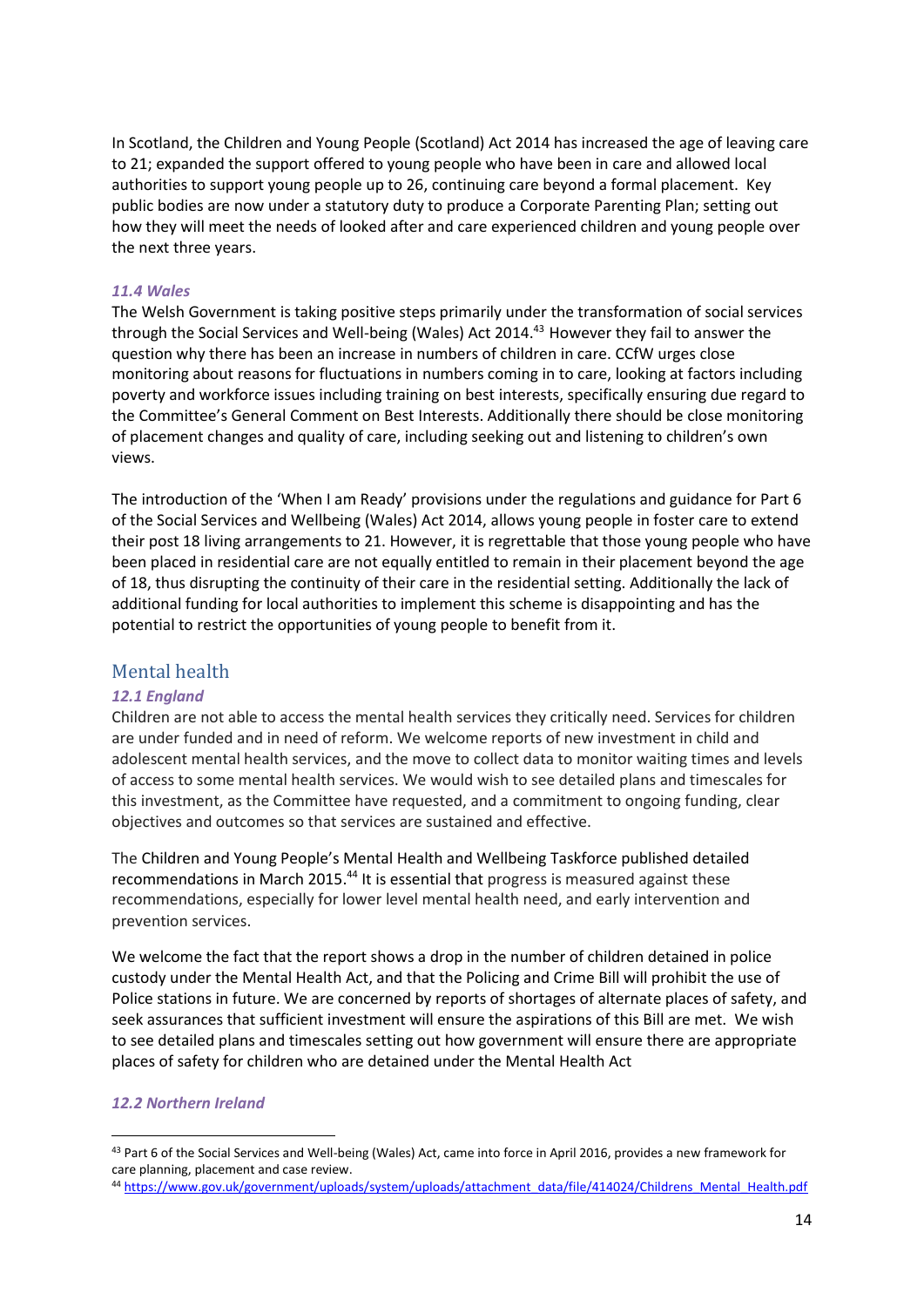In Scotland, the Children and Young People (Scotland) Act 2014 has increased the age of leaving care to 21; expanded the support offered to young people who have been in care and allowed local authorities to support young people up to 26, continuing care beyond a formal placement. Key public bodies are now under a statutory duty to produce a Corporate Parenting Plan; setting out how they will meet the needs of looked after and care experienced children and young people over the next three years.

### *11.4 Wales*

The Welsh Government is taking positive steps primarily under the transformation of social services through the Social Services and Well-being (Wales) Act 2014.[43] However they fail to answer the question why there has been an increase in numbers of children in care. CCfW urges close monitoring about reasons for fluctuations in numbers coming in to care, looking at factors including poverty and workforce issues including training on best interests, specifically ensuring due regard to the Committee's General Comment on Best Interests. Additionally there should be close monitoring of placement changes and quality of care, including seeking out and listening to children's own views.

The introduction of the 'When I am Ready' provisions under the regulations and guidance for Part 6 of the Social Services and Wellbeing (Wales) Act 2014, allows young people in foster care to extend their post 18 living arrangements to 21. However, it is regrettable that those young people who have been placed in residential care are not equally entitled to remain in their placement beyond the age of 18, thus disrupting the continuity of their care in the residential setting. Additionally the lack of additional funding for local authorities to implement this scheme is disappointing and has the potential to restrict the opportunities of young people to benefit from it.

## Mental health

### *12.1 England*

Children are not able to access the mental health services they critically need. Services for children are under funded and in need of reform. We welcome reports of new investment in child and adolescent mental health services, and the move to collect data to monitor waiting times and levels of access to some mental health services. We would wish to see detailed plans and timescales for this investment, as the Committee have requested, and a commitment to ongoing funding, clear objectives and outcomes so that services are sustained and effective.

The Children and Young People's Mental Health and Wellbeing Taskforce published detailed recommendations in March 2015.[44] It is essential that progress is measured against these recommendations, especially for lower level mental health need, and early intervention and prevention services.

We welcome the fact that the report shows a drop in the number of children detained in police custody under the Mental Health Act, and that the Policing and Crime Bill will prohibit the use of Police stations in future. We are concerned by reports of shortages of alternate places of safety, and seek assurances that sufficient investment will ensure the aspirations of this Bill are met. We wish to see detailed plans and timescales setting out how government will ensure there are appropriate places of safety for children who are detained under the Mental Health Act

### *12.2 Northern Ireland*

---

[43] Part 6 of the Social Services and Well-being (Wales) Act, came into force in April 2016, provides a new framework for care planning, placement and case review.

[44] https://www.gov.uk/government/uploads/system/uploads/attachment_data/file/414024/Childrens_Mental_Health.pdf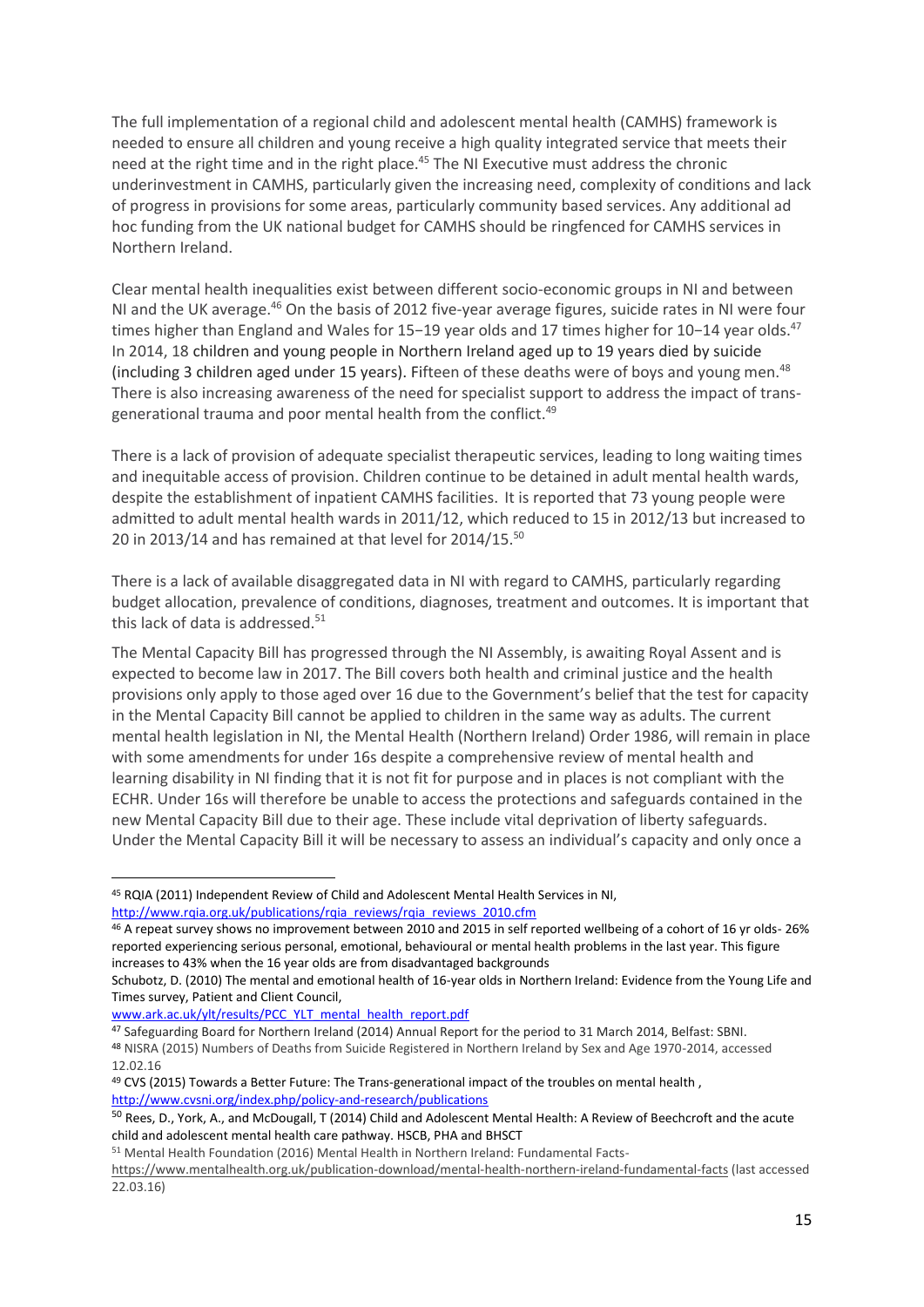The full implementation of a regional child and adolescent mental health (CAMHS) framework is needed to ensure all children and young receive a high quality integrated service that meets their need at the right time and in the right place.[45] The NI Executive must address the chronic underinvestment in CAMHS, particularly given the increasing need, complexity of conditions and lack of progress in provisions for some areas, particularly community based services. Any additional ad hoc funding from the UK national budget for CAMHS should be ringfenced for CAMHS services in Northern Ireland.

Clear mental health inequalities exist between different socio-economic groups in NI and between NI and the UK average.[46] On the basis of 2012 five-year average figures, suicide rates in NI were four times higher than England and Wales for 15−19 year olds and 17 times higher for 10−14 year olds.[47] In 2014, 18 children and young people in Northern Ireland aged up to 19 years died by suicide (including 3 children aged under 15 years). Fifteen of these deaths were of boys and young men.[48] There is also increasing awareness of the need for specialist support to address the impact of trans-generational trauma and poor mental health from the conflict.[49]

There is a lack of provision of adequate specialist therapeutic services, leading to long waiting times and inequitable access of provision. Children continue to be detained in adult mental health wards, despite the establishment of inpatient CAMHS facilities. It is reported that 73 young people were admitted to adult mental health wards in 2011/12, which reduced to 15 in 2012/13 but increased to 20 in 2013/14 and has remained at that level for 2014/15.[50]

There is a lack of available disaggregated data in NI with regard to CAMHS, particularly regarding budget allocation, prevalence of conditions, diagnoses, treatment and outcomes. It is important that this lack of data is addressed.[51]

The Mental Capacity Bill has progressed through the NI Assembly, is awaiting Royal Assent and is expected to become law in 2017. The Bill covers both health and criminal justice and the health provisions only apply to those aged over 16 due to the Government's belief that the test for capacity in the Mental Capacity Bill cannot be applied to children in the same way as adults. The current mental health legislation in NI, the Mental Health (Northern Ireland) Order 1986, will remain in place with some amendments for under 16s despite a comprehensive review of mental health and learning disability in NI finding that it is not fit for purpose and in places is not compliant with the ECHR. Under 16s will therefore be unable to access the protections and safeguards contained in the new Mental Capacity Bill due to their age. These include vital deprivation of liberty safeguards. Under the Mental Capacity Bill it will be necessary to assess an individual's capacity and only once a

---

[45] RQIA (2011) Independent Review of Child and Adolescent Mental Health Services in NI, http://www.rqia.org.uk/publications/rqia_reviews/rqia_reviews_2010.cfm

[46] A repeat survey shows no improvement between 2010 and 2015 in self reported wellbeing of a cohort of 16 yr olds- 26% reported experiencing serious personal, emotional, behavioural or mental health problems in the last year. This figure increases to 43% when the 16 year olds are from disadvantaged backgrounds

Schubotz, D. (2010) The mental and emotional health of 16-year olds in Northern Ireland: Evidence from the Young Life and Times survey, Patient and Client Council, www.ark.ac.uk/ylt/results/PCC_YLT_mental_health_report.pdf

[47] Safeguarding Board for Northern Ireland (2014) Annual Report for the period to 31 March 2014, Belfast: SBNI.

[48] NISRA (2015) Numbers of Deaths from Suicide Registered in Northern Ireland by Sex and Age 1970-2014, accessed 12.02.16

[49] CVS (2015) Towards a Better Future: The Trans-generational impact of the troubles on mental health , http://www.cvsni.org/index.php/policy-and-research/publications

[50] Rees, D., York, A., and McDougall, T (2014) Child and Adolescent Mental Health: A Review of Beechcroft and the acute child and adolescent mental health care pathway. HSCB, PHA and BHSCT

[51] Mental Health Foundation (2016) Mental Health in Northern Ireland: Fundamental Facts- https://www.mentalhealth.org.uk/publication-download/mental-health-northern-ireland-fundamental-facts (last accessed 22.03.16)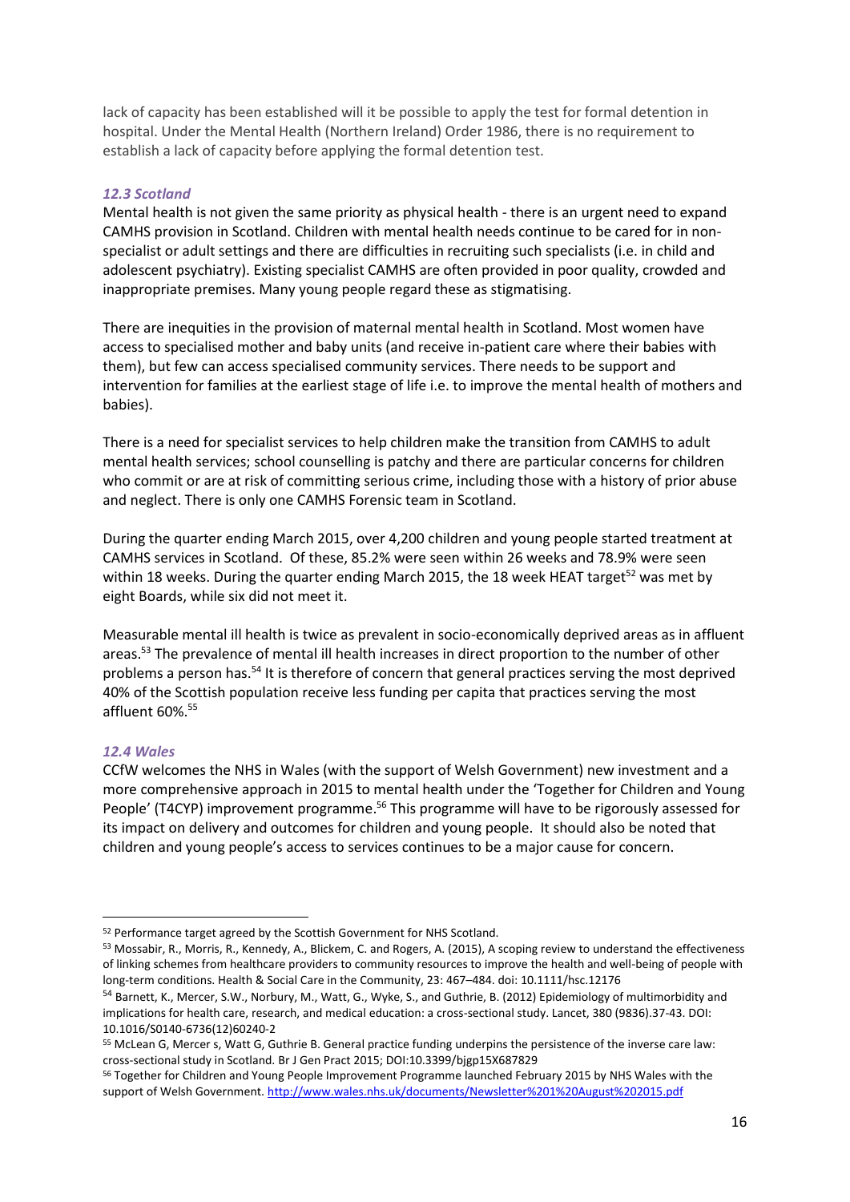lack of capacity has been established will it be possible to apply the test for formal detention in hospital. Under the Mental Health (Northern Ireland) Order 1986, there is no requirement to establish a lack of capacity before applying the formal detention test.

### *12.3 Scotland*

Mental health is not given the same priority as physical health - there is an urgent need to expand CAMHS provision in Scotland. Children with mental health needs continue to be cared for in non-specialist or adult settings and there are difficulties in recruiting such specialists (i.e. in child and adolescent psychiatry). Existing specialist CAMHS are often provided in poor quality, crowded and inappropriate premises. Many young people regard these as stigmatising.

There are inequities in the provision of maternal mental health in Scotland. Most women have access to specialised mother and baby units (and receive in-patient care where their babies with them), but few can access specialised community services. There needs to be support and intervention for families at the earliest stage of life i.e. to improve the mental health of mothers and babies).

There is a need for specialist services to help children make the transition from CAMHS to adult mental health services; school counselling is patchy and there are particular concerns for children who commit or are at risk of committing serious crime, including those with a history of prior abuse and neglect. There is only one CAMHS Forensic team in Scotland.

During the quarter ending March 2015, over 4,200 children and young people started treatment at CAMHS services in Scotland. Of these, 85.2% were seen within 26 weeks and 78.9% were seen within 18 weeks. During the quarter ending March 2015, the 18 week HEAT target[52] was met by eight Boards, while six did not meet it.

Measurable mental ill health is twice as prevalent in socio-economically deprived areas as in affluent areas.[53] The prevalence of mental ill health increases in direct proportion to the number of other problems a person has.[54] It is therefore of concern that general practices serving the most deprived 40% of the Scottish population receive less funding per capita that practices serving the most affluent 60%.[55]

### *12.4 Wales*

CCfW welcomes the NHS in Wales (with the support of Welsh Government) new investment and a more comprehensive approach in 2015 to mental health under the 'Together for Children and Young People' (T4CYP) improvement programme.[56] This programme will have to be rigorously assessed for its impact on delivery and outcomes for children and young people. It should also be noted that children and young people's access to services continues to be a major cause for concern.

---

[52] Performance target agreed by the Scottish Government for NHS Scotland.

[53] Mossabir, R., Morris, R., Kennedy, A., Blickem, C. and Rogers, A. (2015), A scoping review to understand the effectiveness of linking schemes from healthcare providers to community resources to improve the health and well-being of people with long-term conditions. Health & Social Care in the Community, 23: 467–484. doi: 10.1111/hsc.12176

[54] Barnett, K., Mercer, S.W., Norbury, M., Watt, G., Wyke, S., and Guthrie, B. (2012) Epidemiology of multimorbidity and implications for health care, research, and medical education: a cross-sectional study. Lancet, 380 (9836).37-43. DOI: 10.1016/S0140-6736(12)60240-2

[55] McLean G, Mercer s, Watt G, Guthrie B. General practice funding underpins the persistence of the inverse care law: cross-sectional study in Scotland. Br J Gen Pract 2015; DOI:10.3399/bjgp15X687829

[56] Together for Children and Young People Improvement Programme launched February 2015 by NHS Wales with the support of Welsh Government. http://www.wales.nhs.uk/documents/Newsletter%201%20August%202015.pdf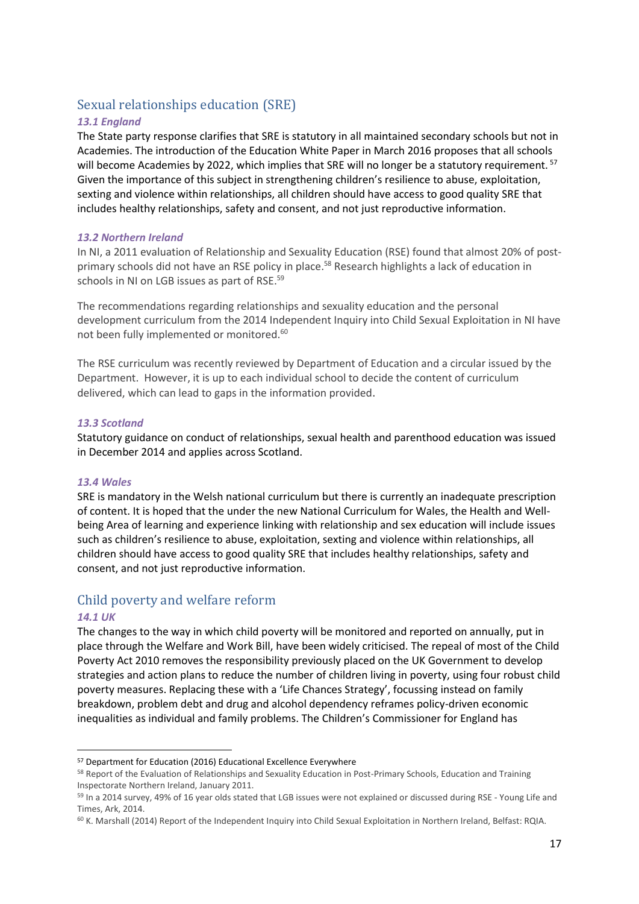## Sexual relationships education (SRE)

### *13.1 England*

The State party response clarifies that SRE is statutory in all maintained secondary schools but not in Academies. The introduction of the Education White Paper in March 2016 proposes that all schools will become Academies by 2022, which implies that SRE will no longer be a statutory requirement. [57] Given the importance of this subject in strengthening children's resilience to abuse, exploitation, sexting and violence within relationships, all children should have access to good quality SRE that includes healthy relationships, safety and consent, and not just reproductive information.

### *13.2 Northern Ireland*

In NI, a 2011 evaluation of Relationship and Sexuality Education (RSE) found that almost 20% of post-primary schools did not have an RSE policy in place.[58] Research highlights a lack of education in schools in NI on LGB issues as part of RSE.[59]

The recommendations regarding relationships and sexuality education and the personal development curriculum from the 2014 Independent Inquiry into Child Sexual Exploitation in NI have not been fully implemented or monitored.[60]

The RSE curriculum was recently reviewed by Department of Education and a circular issued by the Department. However, it is up to each individual school to decide the content of curriculum delivered, which can lead to gaps in the information provided.

### *13.3 Scotland*

Statutory guidance on conduct of relationships, sexual health and parenthood education was issued in December 2014 and applies across Scotland.

### *13.4 Wales*

SRE is mandatory in the Welsh national curriculum but there is currently an inadequate prescription of content. It is hoped that the under the new National Curriculum for Wales, the Health and Well-being Area of learning and experience linking with relationship and sex education will include issues such as children's resilience to abuse, exploitation, sexting and violence within relationships, all children should have access to good quality SRE that includes healthy relationships, safety and consent, and not just reproductive information.

## Child poverty and welfare reform

### *14.1 UK*

The changes to the way in which child poverty will be monitored and reported on annually, put in place through the Welfare and Work Bill, have been widely criticised. The repeal of most of the Child Poverty Act 2010 removes the responsibility previously placed on the UK Government to develop strategies and action plans to reduce the number of children living in poverty, using four robust child poverty measures. Replacing these with a 'Life Chances Strategy', focussing instead on family breakdown, problem debt and drug and alcohol dependency reframes policy-driven economic inequalities as individual and family problems. The Children's Commissioner for England has

---

[57] Department for Education (2016) Educational Excellence Everywhere

[58] Report of the Evaluation of Relationships and Sexuality Education in Post-Primary Schools, Education and Training Inspectorate Northern Ireland, January 2011.

[59] In a 2014 survey, 49% of 16 year olds stated that LGB issues were not explained or discussed during RSE - Young Life and Times, Ark, 2014.

[60] K. Marshall (2014) Report of the Independent Inquiry into Child Sexual Exploitation in Northern Ireland, Belfast: RQIA.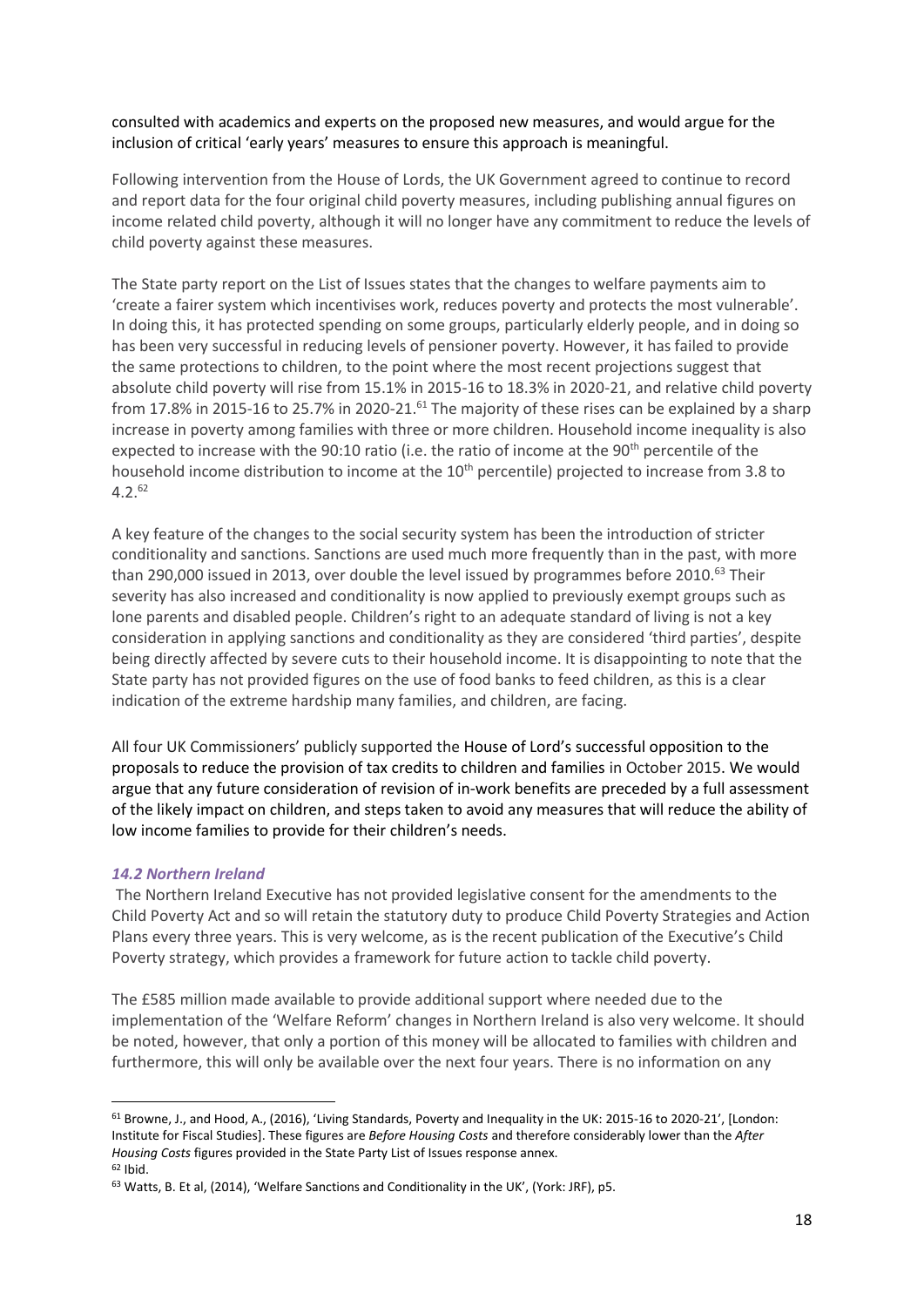consulted with academics and experts on the proposed new measures, and would argue for the inclusion of critical 'early years' measures to ensure this approach is meaningful.

Following intervention from the House of Lords, the UK Government agreed to continue to record and report data for the four original child poverty measures, including publishing annual figures on income related child poverty, although it will no longer have any commitment to reduce the levels of child poverty against these measures.

The State party report on the List of Issues states that the changes to welfare payments aim to 'create a fairer system which incentivises work, reduces poverty and protects the most vulnerable'. In doing this, it has protected spending on some groups, particularly elderly people, and in doing so has been very successful in reducing levels of pensioner poverty. However, it has failed to provide the same protections to children, to the point where the most recent projections suggest that absolute child poverty will rise from 15.1% in 2015-16 to 18.3% in 2020-21, and relative child poverty from 17.8% in 2015-16 to 25.7% in 2020-21.[61] The majority of these rises can be explained by a sharp increase in poverty among families with three or more children. Household income inequality is also expected to increase with the 90:10 ratio (i.e. the ratio of income at the 90th percentile of the household income distribution to income at the 10th percentile) projected to increase from 3.8 to 4.2.[62]

A key feature of the changes to the social security system has been the introduction of stricter conditionality and sanctions. Sanctions are used much more frequently than in the past, with more than 290,000 issued in 2013, over double the level issued by programmes before 2010.[63] Their severity has also increased and conditionality is now applied to previously exempt groups such as lone parents and disabled people. Children's right to an adequate standard of living is not a key consideration in applying sanctions and conditionality as they are considered 'third parties', despite being directly affected by severe cuts to their household income. It is disappointing to note that the State party has not provided figures on the use of food banks to feed children, as this is a clear indication of the extreme hardship many families, and children, are facing.

All four UK Commissioners' publicly supported the House of Lord's successful opposition to the proposals to reduce the provision of tax credits to children and families in October 2015. We would argue that any future consideration of revision of in-work benefits are preceded by a full assessment of the likely impact on children, and steps taken to avoid any measures that will reduce the ability of low income families to provide for their children's needs.

### *14.2 Northern Ireland*

The Northern Ireland Executive has not provided legislative consent for the amendments to the Child Poverty Act and so will retain the statutory duty to produce Child Poverty Strategies and Action Plans every three years. This is very welcome, as is the recent publication of the Executive's Child Poverty strategy, which provides a framework for future action to tackle child poverty.

The £585 million made available to provide additional support where needed due to the implementation of the 'Welfare Reform' changes in Northern Ireland is also very welcome. It should be noted, however, that only a portion of this money will be allocated to families with children and furthermore, this will only be available over the next four years. There is no information on any

---

[61] Browne, J., and Hood, A., (2016), 'Living Standards, Poverty and Inequality in the UK: 2015-16 to 2020-21', [London: Institute for Fiscal Studies]. These figures are *Before Housing Costs* and therefore considerably lower than the *After Housing Costs* figures provided in the State Party List of Issues response annex.

[62] Ibid.

[63] Watts, B. Et al, (2014), 'Welfare Sanctions and Conditionality in the UK', (York: JRF), p5.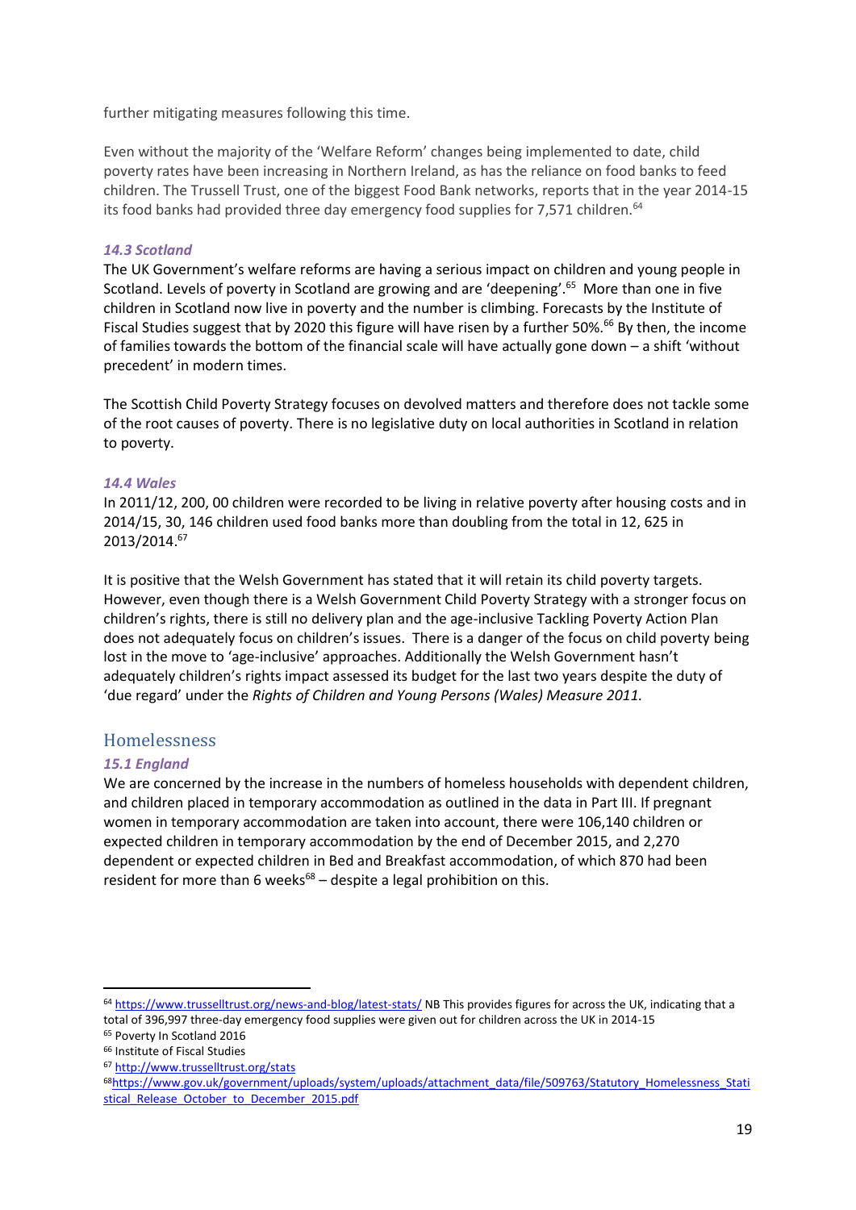further mitigating measures following this time.

Even without the majority of the 'Welfare Reform' changes being implemented to date, child poverty rates have been increasing in Northern Ireland, as has the reliance on food banks to feed children. The Trussell Trust, one of the biggest Food Bank networks, reports that in the year 2014-15 its food banks had provided three day emergency food supplies for 7,571 children.[64]

### *14.3 Scotland*

The UK Government's welfare reforms are having a serious impact on children and young people in Scotland. Levels of poverty in Scotland are growing and are 'deepening'.[65] More than one in five children in Scotland now live in poverty and the number is climbing. Forecasts by the Institute of Fiscal Studies suggest that by 2020 this figure will have risen by a further 50%.[66] By then, the income of families towards the bottom of the financial scale will have actually gone down – a shift 'without precedent' in modern times.

The Scottish Child Poverty Strategy focuses on devolved matters and therefore does not tackle some of the root causes of poverty. There is no legislative duty on local authorities in Scotland in relation to poverty.

### *14.4 Wales*

In 2011/12, 200, 00 children were recorded to be living in relative poverty after housing costs and in 2014/15, 30, 146 children used food banks more than doubling from the total in 12, 625 in 2013/2014.[67]

It is positive that the Welsh Government has stated that it will retain its child poverty targets. However, even though there is a Welsh Government Child Poverty Strategy with a stronger focus on children's rights, there is still no delivery plan and the age-inclusive Tackling Poverty Action Plan does not adequately focus on children's issues. There is a danger of the focus on child poverty being lost in the move to 'age-inclusive' approaches. Additionally the Welsh Government hasn't adequately children's rights impact assessed its budget for the last two years despite the duty of 'due regard' under the *Rights of Children and Young Persons (Wales) Measure 2011.*

## Homelessness

### *15.1 England*

We are concerned by the increase in the numbers of homeless households with dependent children, and children placed in temporary accommodation as outlined in the data in Part III. If pregnant women in temporary accommodation are taken into account, there were 106,140 children or expected children in temporary accommodation by the end of December 2015, and 2,270 dependent or expected children in Bed and Breakfast accommodation, of which 870 had been resident for more than 6 weeks[68] – despite a legal prohibition on this.

---

[64] https://www.trusselltrust.org/news-and-blog/latest-stats/ NB This provides figures for across the UK, indicating that a total of 396,997 three-day emergency food supplies were given out for children across the UK in 2014-15

[65] Poverty In Scotland 2016

[66] Institute of Fiscal Studies

[67] http://www.trusselltrust.org/stats

[68] https://www.gov.uk/government/uploads/system/uploads/attachment_data/file/509763/Statutory_Homelessness_Statistical_Release_October_to_December_2015.pdf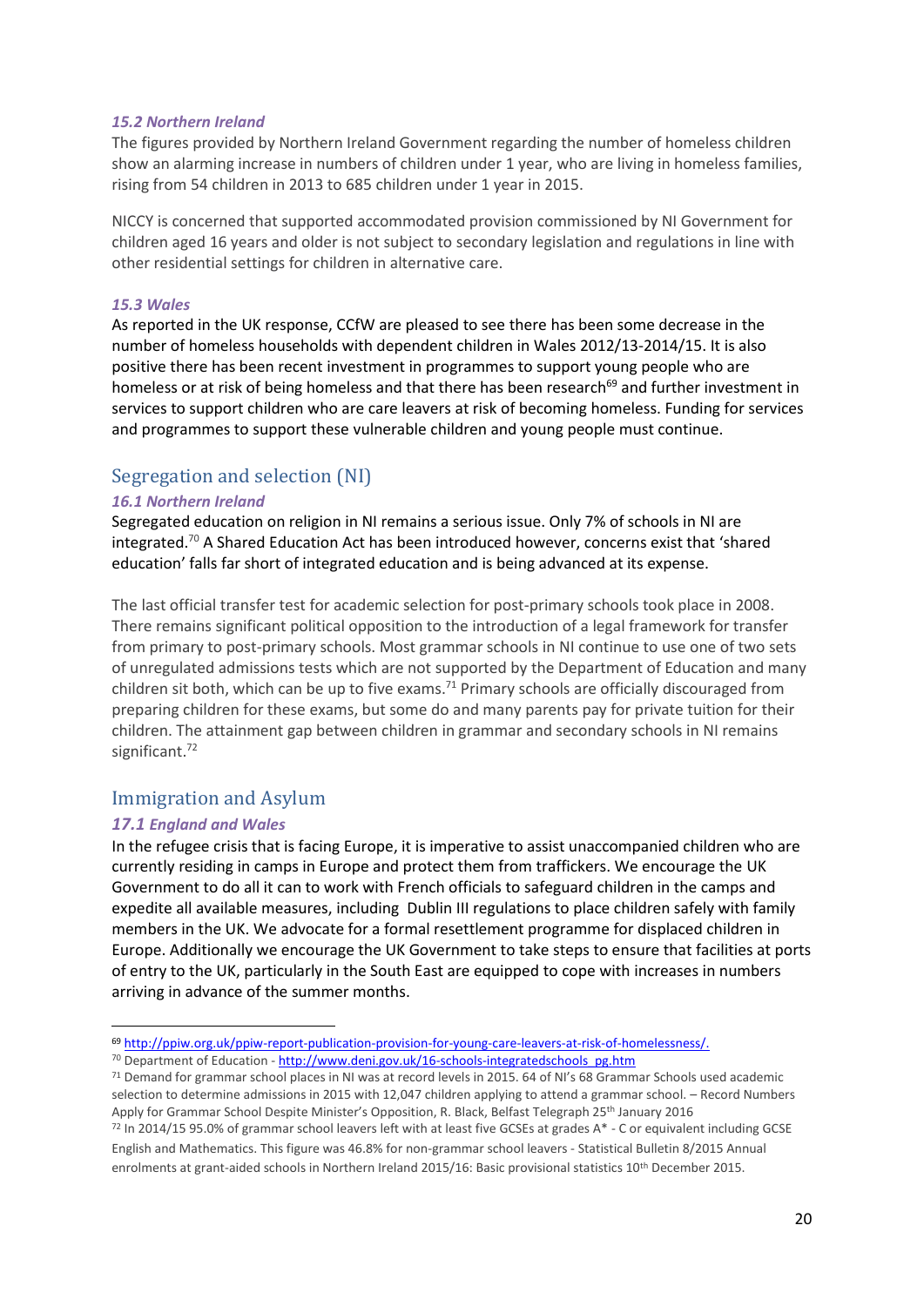### *15.2 Northern Ireland*

The figures provided by Northern Ireland Government regarding the number of homeless children show an alarming increase in numbers of children under 1 year, who are living in homeless families, rising from 54 children in 2013 to 685 children under 1 year in 2015.

NICCY is concerned that supported accommodated provision commissioned by NI Government for children aged 16 years and older is not subject to secondary legislation and regulations in line with other residential settings for children in alternative care.

### *15.3 Wales*

As reported in the UK response, CCfW are pleased to see there has been some decrease in the number of homeless households with dependent children in Wales 2012/13-2014/15. It is also positive there has been recent investment in programmes to support young people who are homeless or at risk of being homeless and that there has been research[69] and further investment in services to support children who are care leavers at risk of becoming homeless. Funding for services and programmes to support these vulnerable children and young people must continue.

## Segregation and selection (NI)

### *16.1 Northern Ireland*

Segregated education on religion in NI remains a serious issue. Only 7% of schools in NI are integrated.[70] A Shared Education Act has been introduced however, concerns exist that 'shared education' falls far short of integrated education and is being advanced at its expense.

The last official transfer test for academic selection for post-primary schools took place in 2008. There remains significant political opposition to the introduction of a legal framework for transfer from primary to post-primary schools. Most grammar schools in NI continue to use one of two sets of unregulated admissions tests which are not supported by the Department of Education and many children sit both, which can be up to five exams.[71] Primary schools are officially discouraged from preparing children for these exams, but some do and many parents pay for private tuition for their children. The attainment gap between children in grammar and secondary schools in NI remains significant.[72]

## Immigration and Asylum

### *17.1 England and Wales*

In the refugee crisis that is facing Europe, it is imperative to assist unaccompanied children who are currently residing in camps in Europe and protect them from traffickers. We encourage the UK Government to do all it can to work with French officials to safeguard children in the camps and expedite all available measures, including Dublin III regulations to place children safely with family members in the UK. We advocate for a formal resettlement programme for displaced children in Europe. Additionally we encourage the UK Government to take steps to ensure that facilities at ports of entry to the UK, particularly in the South East are equipped to cope with increases in numbers arriving in advance of the summer months.

---

[69] http://ppiw.org.uk/ppiw-report-publication-provision-for-young-care-leavers-at-risk-of-homelessness/.

[70] Department of Education - http://www.deni.gov.uk/16-schools-integratedschools_pg.htm

[71] Demand for grammar school places in NI was at record levels in 2015. 64 of NI's 68 Grammar Schools used academic selection to determine admissions in 2015 with 12,047 children applying to attend a grammar school. – Record Numbers Apply for Grammar School Despite Minister's Opposition, R. Black, Belfast Telegraph 25th January 2016

[72] In 2014/15 95.0% of grammar school leavers left with at least five GCSEs at grades A* - C or equivalent including GCSE English and Mathematics. This figure was 46.8% for non-grammar school leavers - Statistical Bulletin 8/2015 Annual enrolments at grant-aided schools in Northern Ireland 2015/16: Basic provisional statistics 10th December 2015.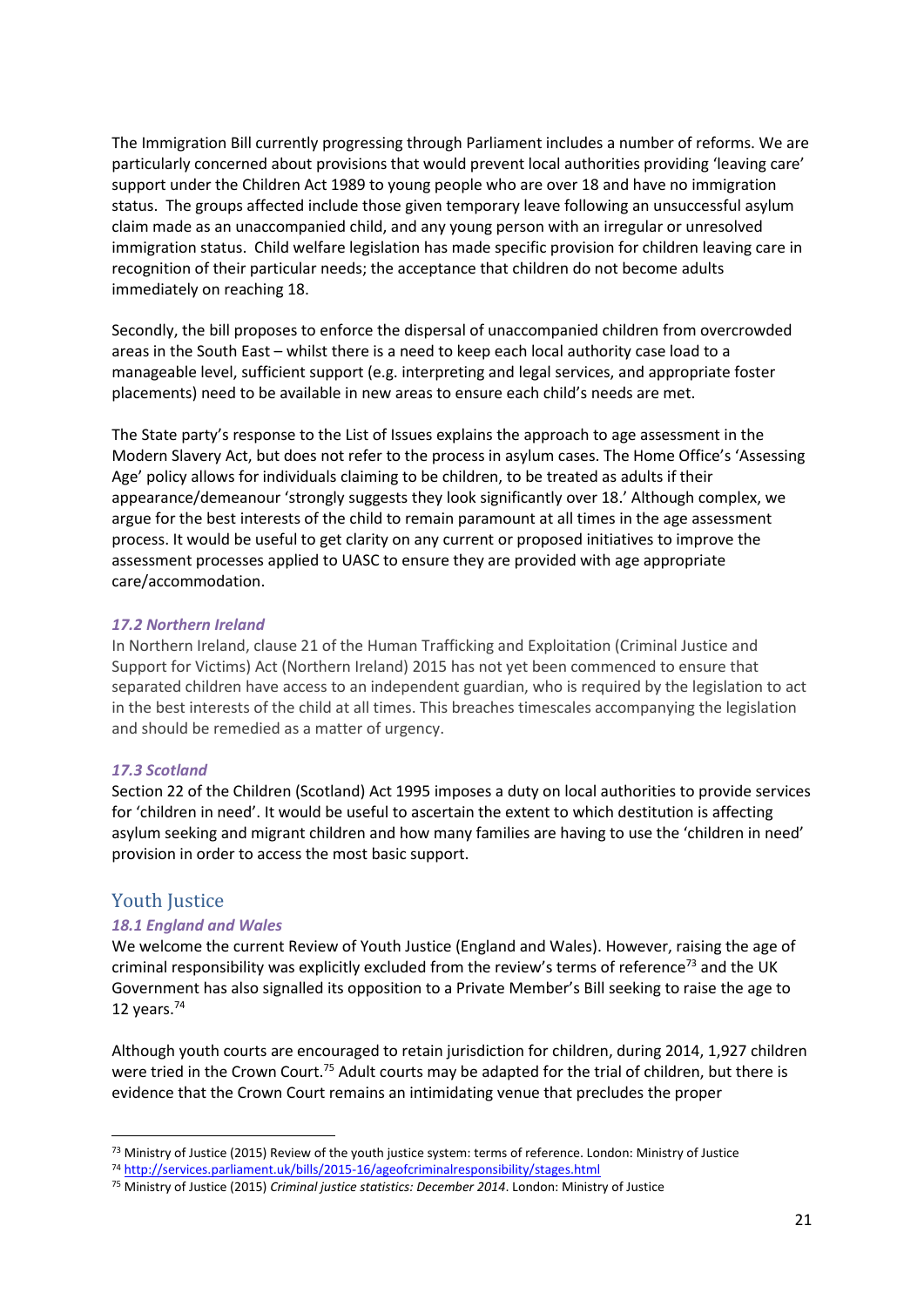The Immigration Bill currently progressing through Parliament includes a number of reforms. We are particularly concerned about provisions that would prevent local authorities providing 'leaving care' support under the Children Act 1989 to young people who are over 18 and have no immigration status. The groups affected include those given temporary leave following an unsuccessful asylum claim made as an unaccompanied child, and any young person with an irregular or unresolved immigration status. Child welfare legislation has made specific provision for children leaving care in recognition of their particular needs; the acceptance that children do not become adults immediately on reaching 18.

Secondly, the bill proposes to enforce the dispersal of unaccompanied children from overcrowded areas in the South East – whilst there is a need to keep each local authority case load to a manageable level, sufficient support (e.g. interpreting and legal services, and appropriate foster placements) need to be available in new areas to ensure each child's needs are met.

The State party's response to the List of Issues explains the approach to age assessment in the Modern Slavery Act, but does not refer to the process in asylum cases. The Home Office's 'Assessing Age' policy allows for individuals claiming to be children, to be treated as adults if their appearance/demeanour 'strongly suggests they look significantly over 18.' Although complex, we argue for the best interests of the child to remain paramount at all times in the age assessment process. It would be useful to get clarity on any current or proposed initiatives to improve the assessment processes applied to UASC to ensure they are provided with age appropriate care/accommodation.

### *17.2 Northern Ireland*

In Northern Ireland, clause 21 of the Human Trafficking and Exploitation (Criminal Justice and Support for Victims) Act (Northern Ireland) 2015 has not yet been commenced to ensure that separated children have access to an independent guardian, who is required by the legislation to act in the best interests of the child at all times. This breaches timescales accompanying the legislation and should be remedied as a matter of urgency.

### *17.3 Scotland*

Section 22 of the Children (Scotland) Act 1995 imposes a duty on local authorities to provide services for 'children in need'. It would be useful to ascertain the extent to which destitution is affecting asylum seeking and migrant children and how many families are having to use the 'children in need' provision in order to access the most basic support.

## Youth Justice

### *18.1 England and Wales*

We welcome the current Review of Youth Justice (England and Wales). However, raising the age of criminal responsibility was explicitly excluded from the review's terms of reference[73] and the UK Government has also signalled its opposition to a Private Member's Bill seeking to raise the age to 12 years.[74]

Although youth courts are encouraged to retain jurisdiction for children, during 2014, 1,927 children were tried in the Crown Court.[75] Adult courts may be adapted for the trial of children, but there is evidence that the Crown Court remains an intimidating venue that precludes the proper

---

[73] Ministry of Justice (2015) Review of the youth justice system: terms of reference. London: Ministry of Justice

[74] http://services.parliament.uk/bills/2015-16/ageofcriminalresponsibility/stages.html

[75] Ministry of Justice (2015) *Criminal justice statistics: December 2014*. London: Ministry of Justice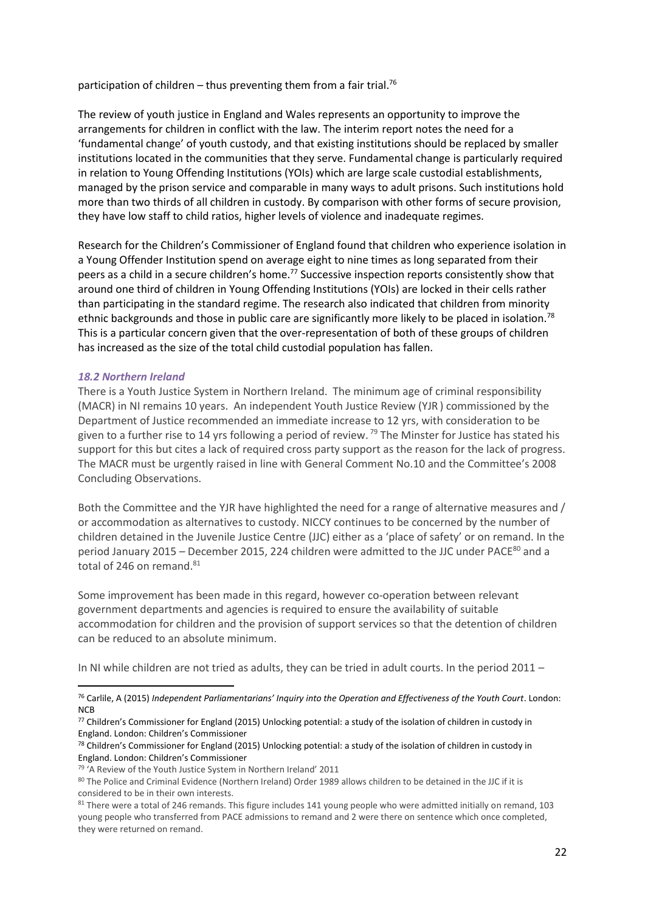participation of children – thus preventing them from a fair trial.[76]

The review of youth justice in England and Wales represents an opportunity to improve the arrangements for children in conflict with the law. The interim report notes the need for a 'fundamental change' of youth custody, and that existing institutions should be replaced by smaller institutions located in the communities that they serve. Fundamental change is particularly required in relation to Young Offending Institutions (YOIs) which are large scale custodial establishments, managed by the prison service and comparable in many ways to adult prisons. Such institutions hold more than two thirds of all children in custody. By comparison with other forms of secure provision, they have low staff to child ratios, higher levels of violence and inadequate regimes.

Research for the Children's Commissioner of England found that children who experience isolation in a Young Offender Institution spend on average eight to nine times as long separated from their peers as a child in a secure children's home.[77] Successive inspection reports consistently show that around one third of children in Young Offending Institutions (YOIs) are locked in their cells rather than participating in the standard regime. The research also indicated that children from minority ethnic backgrounds and those in public care are significantly more likely to be placed in isolation.[78] This is a particular concern given that the over-representation of both of these groups of children has increased as the size of the total child custodial population has fallen.

### *18.2 Northern Ireland*

There is a Youth Justice System in Northern Ireland. The minimum age of criminal responsibility (MACR) in NI remains 10 years. An independent Youth Justice Review (YJR ) commissioned by the Department of Justice recommended an immediate increase to 12 yrs, with consideration to be given to a further rise to 14 yrs following a period of review.[79] The Minster for Justice has stated his support for this but cites a lack of required cross party support as the reason for the lack of progress. The MACR must be urgently raised in line with General Comment No.10 and the Committee's 2008 Concluding Observations.

Both the Committee and the YJR have highlighted the need for a range of alternative measures and / or accommodation as alternatives to custody. NICCY continues to be concerned by the number of children detained in the Juvenile Justice Centre (JJC) either as a 'place of safety' or on remand. In the period January 2015 – December 2015, 224 children were admitted to the JJC under PACE[80] and a total of 246 on remand.[81]

Some improvement has been made in this regard, however co-operation between relevant government departments and agencies is required to ensure the availability of suitable accommodation for children and the provision of support services so that the detention of children can be reduced to an absolute minimum.

In NI while children are not tried as adults, they can be tried in adult courts. In the period 2011 –

---

[76] Carlile, A (2015) *Independent Parliamentarians' Inquiry into the Operation and Effectiveness of the Youth Court*. London: NCB

[77] Children's Commissioner for England (2015) Unlocking potential: a study of the isolation of children in custody in England. London: Children's Commissioner

[78] Children's Commissioner for England (2015) Unlocking potential: a study of the isolation of children in custody in England. London: Children's Commissioner

[79] 'A Review of the Youth Justice System in Northern Ireland' 2011

[80] The Police and Criminal Evidence (Northern Ireland) Order 1989 allows children to be detained in the JJC if it is considered to be in their own interests.

[81] There were a total of 246 remands. This figure includes 141 young people who were admitted initially on remand, 103 young people who transferred from PACE admissions to remand and 2 were there on sentence which once completed, they were returned on remand.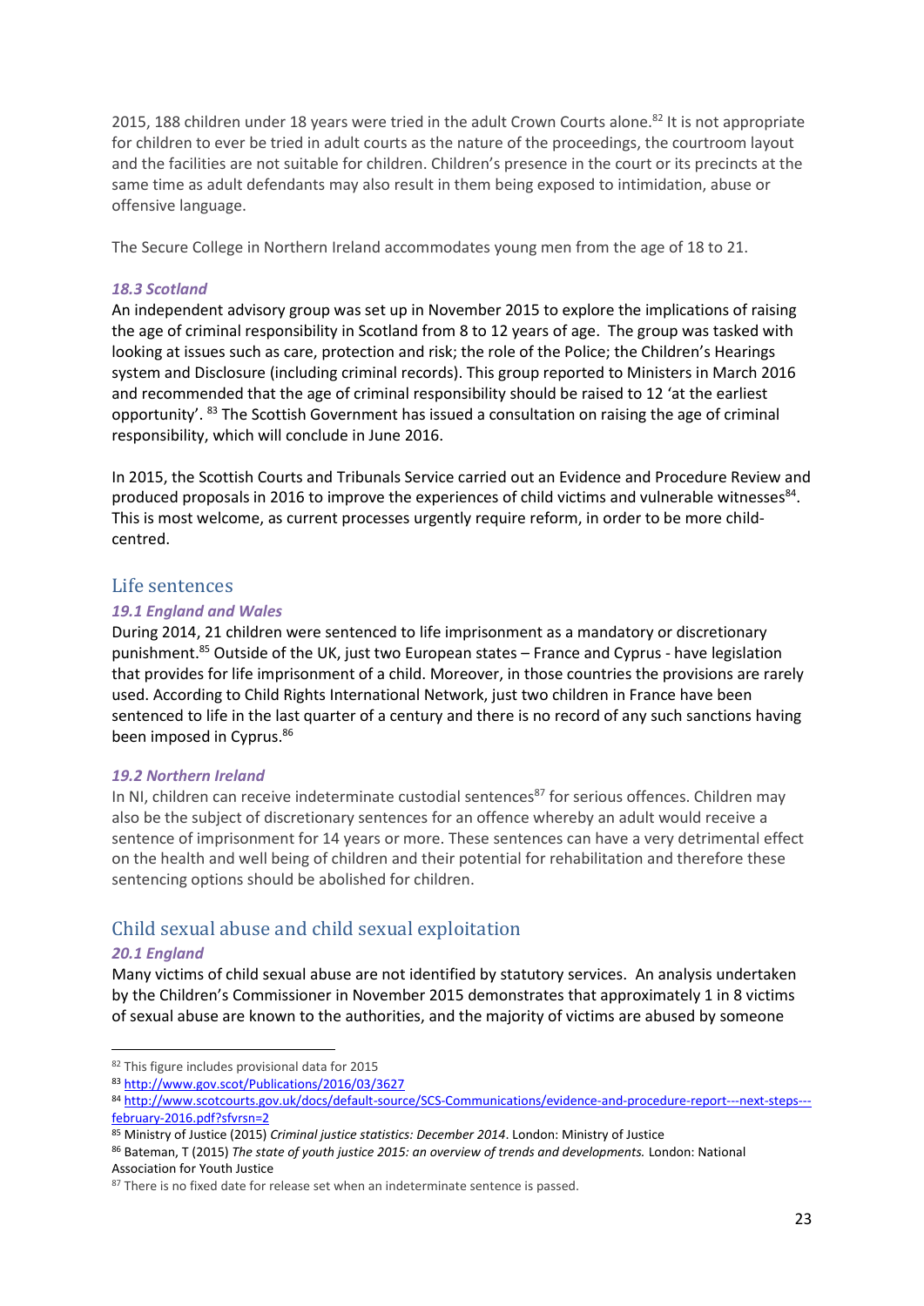2015, 188 children under 18 years were tried in the adult Crown Courts alone.[82] It is not appropriate for children to ever be tried in adult courts as the nature of the proceedings, the courtroom layout and the facilities are not suitable for children. Children's presence in the court or its precincts at the same time as adult defendants may also result in them being exposed to intimidation, abuse or offensive language.

The Secure College in Northern Ireland accommodates young men from the age of 18 to 21.

### *18.3 Scotland*

An independent advisory group was set up in November 2015 to explore the implications of raising the age of criminal responsibility in Scotland from 8 to 12 years of age. The group was tasked with looking at issues such as care, protection and risk; the role of the Police; the Children's Hearings system and Disclosure (including criminal records). This group reported to Ministers in March 2016 and recommended that the age of criminal responsibility should be raised to 12 'at the earliest opportunity'. [83] The Scottish Government has issued a consultation on raising the age of criminal responsibility, which will conclude in June 2016.

In 2015, the Scottish Courts and Tribunals Service carried out an Evidence and Procedure Review and produced proposals in 2016 to improve the experiences of child victims and vulnerable witnesses[84]. This is most welcome, as current processes urgently require reform, in order to be more child-centred.

## Life sentences

### *19.1 England and Wales*

During 2014, 21 children were sentenced to life imprisonment as a mandatory or discretionary punishment.[85] Outside of the UK, just two European states – France and Cyprus - have legislation that provides for life imprisonment of a child. Moreover, in those countries the provisions are rarely used. According to Child Rights International Network, just two children in France have been sentenced to life in the last quarter of a century and there is no record of any such sanctions having been imposed in Cyprus.[86]

### *19.2 Northern Ireland*

In NI, children can receive indeterminate custodial sentences[87] for serious offences. Children may also be the subject of discretionary sentences for an offence whereby an adult would receive a sentence of imprisonment for 14 years or more. These sentences can have a very detrimental effect on the health and well being of children and their potential for rehabilitation and therefore these sentencing options should be abolished for children.

## Child sexual abuse and child sexual exploitation

### *20.1 England*

Many victims of child sexual abuse are not identified by statutory services. An analysis undertaken by the Children's Commissioner in November 2015 demonstrates that approximately 1 in 8 victims of sexual abuse are known to the authorities, and the majority of victims are abused by someone

---

[82] This figure includes provisional data for 2015

[83] http://www.gov.scot/Publications/2016/03/3627

[84] http://www.scotcourts.gov.uk/docs/default-source/SCS-Communications/evidence-and-procedure-report---next-steps---february-2016.pdf?sfvrsn=2

[85] Ministry of Justice (2015) *Criminal justice statistics: December 2014*. London: Ministry of Justice

[86] Bateman, T (2015) *The state of youth justice 2015: an overview of trends and developments.* London: National Association for Youth Justice

[87] There is no fixed date for release set when an indeterminate sentence is passed.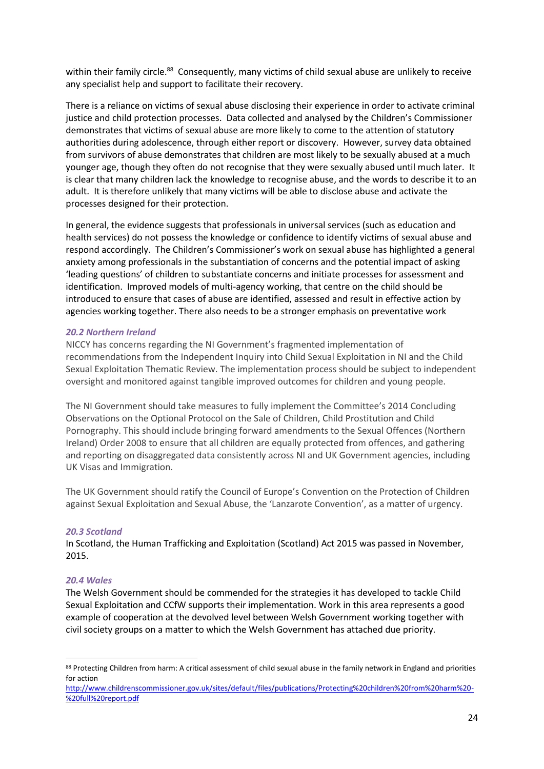within their family circle.[88] Consequently, many victims of child sexual abuse are unlikely to receive any specialist help and support to facilitate their recovery.

There is a reliance on victims of sexual abuse disclosing their experience in order to activate criminal justice and child protection processes. Data collected and analysed by the Children's Commissioner demonstrates that victims of sexual abuse are more likely to come to the attention of statutory authorities during adolescence, through either report or discovery. However, survey data obtained from survivors of abuse demonstrates that children are most likely to be sexually abused at a much younger age, though they often do not recognise that they were sexually abused until much later. It is clear that many children lack the knowledge to recognise abuse, and the words to describe it to an adult. It is therefore unlikely that many victims will be able to disclose abuse and activate the processes designed for their protection.

In general, the evidence suggests that professionals in universal services (such as education and health services) do not possess the knowledge or confidence to identify victims of sexual abuse and respond accordingly. The Children's Commissioner's work on sexual abuse has highlighted a general anxiety among professionals in the substantiation of concerns and the potential impact of asking 'leading questions' of children to substantiate concerns and initiate processes for assessment and identification. Improved models of multi-agency working, that centre on the child should be introduced to ensure that cases of abuse are identified, assessed and result in effective action by agencies working together. There also needs to be a stronger emphasis on preventative work

### *20.2 Northern Ireland*

NICCY has concerns regarding the NI Government's fragmented implementation of recommendations from the Independent Inquiry into Child Sexual Exploitation in NI and the Child Sexual Exploitation Thematic Review. The implementation process should be subject to independent oversight and monitored against tangible improved outcomes for children and young people.

The NI Government should take measures to fully implement the Committee's 2014 Concluding Observations on the Optional Protocol on the Sale of Children, Child Prostitution and Child Pornography. This should include bringing forward amendments to the Sexual Offences (Northern Ireland) Order 2008 to ensure that all children are equally protected from offences, and gathering and reporting on disaggregated data consistently across NI and UK Government agencies, including UK Visas and Immigration.

The UK Government should ratify the Council of Europe's Convention on the Protection of Children against Sexual Exploitation and Sexual Abuse, the 'Lanzarote Convention', as a matter of urgency.

### *20.3 Scotland*

In Scotland, the Human Trafficking and Exploitation (Scotland) Act 2015 was passed in November, 2015.

### *20.4 Wales*

The Welsh Government should be commended for the strategies it has developed to tackle Child Sexual Exploitation and CCfW supports their implementation. Work in this area represents a good example of cooperation at the devolved level between Welsh Government working together with civil society groups on a matter to which the Welsh Government has attached due priority.

---

[88] Protecting Children from harm: A critical assessment of child sexual abuse in the family network in England and priorities for action
http://www.childrenscommissioner.gov.uk/sites/default/files/publications/Protecting%20children%20from%20harm%20-%20full%20report.pdf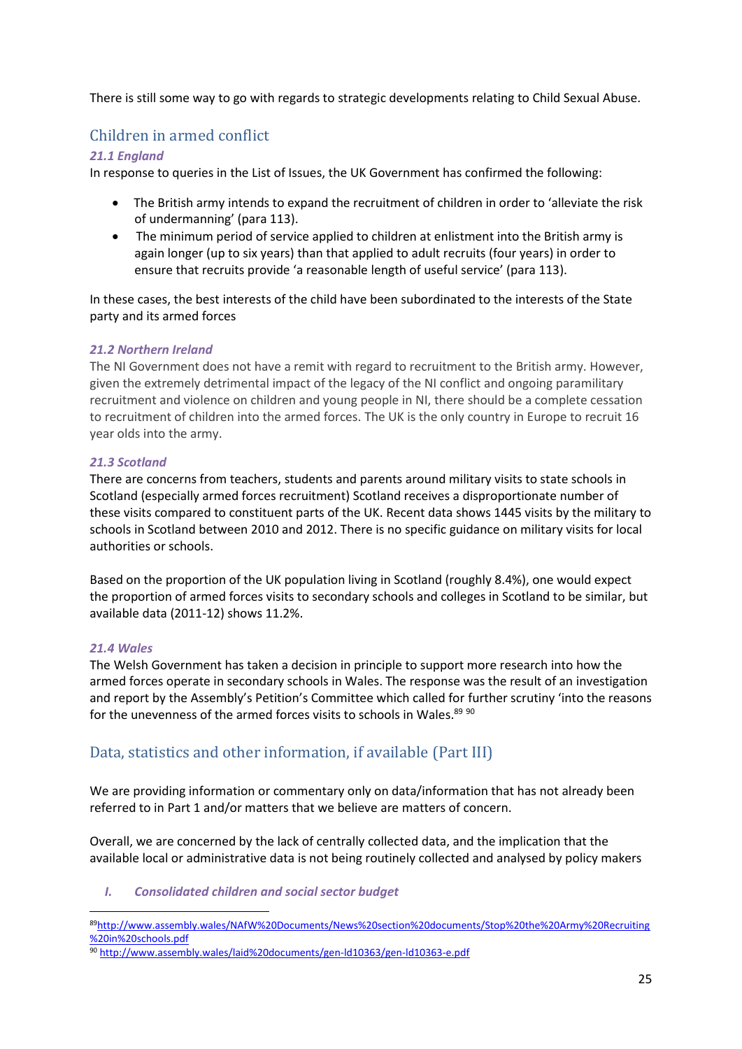There is still some way to go with regards to strategic developments relating to Child Sexual Abuse.

## Children in armed conflict

### *21.1 England*

In response to queries in the List of Issues, the UK Government has confirmed the following:

- The British army intends to expand the recruitment of children in order to 'alleviate the risk of undermanning' (para 113).
- The minimum period of service applied to children at enlistment into the British army is again longer (up to six years) than that applied to adult recruits (four years) in order to ensure that recruits provide 'a reasonable length of useful service' (para 113).

In these cases, the best interests of the child have been subordinated to the interests of the State party and its armed forces

### *21.2 Northern Ireland*

The NI Government does not have a remit with regard to recruitment to the British army. However, given the extremely detrimental impact of the legacy of the NI conflict and ongoing paramilitary recruitment and violence on children and young people in NI, there should be a complete cessation to recruitment of children into the armed forces. The UK is the only country in Europe to recruit 16 year olds into the army.

### *21.3 Scotland*

There are concerns from teachers, students and parents around military visits to state schools in Scotland (especially armed forces recruitment) Scotland receives a disproportionate number of these visits compared to constituent parts of the UK. Recent data shows 1445 visits by the military to schools in Scotland between 2010 and 2012. There is no specific guidance on military visits for local authorities or schools.

Based on the proportion of the UK population living in Scotland (roughly 8.4%), one would expect the proportion of armed forces visits to secondary schools and colleges in Scotland to be similar, but available data (2011-12) shows 11.2%.

### *21.4 Wales*

The Welsh Government has taken a decision in principle to support more research into how the armed forces operate in secondary schools in Wales. The response was the result of an investigation and report by the Assembly's Petition's Committee which called for further scrutiny 'into the reasons for the unevenness of the armed forces visits to schools in Wales.[89] [90]

## Data, statistics and other information, if available (Part III)

We are providing information or commentary only on data/information that has not already been referred to in Part 1 and/or matters that we believe are matters of concern.

Overall, we are concerned by the lack of centrally collected data, and the implication that the available local or administrative data is not being routinely collected and analysed by policy makers

### *I. Consolidated children and social sector budget*

---

[89] http://www.assembly.wales/NAfW%20Documents/News%20section%20documents/Stop%20the%20Army%20Recruiting%20in%20schools.pdf

[90] http://www.assembly.wales/laid%20documents/gen-ld10363/gen-ld10363-e.pdf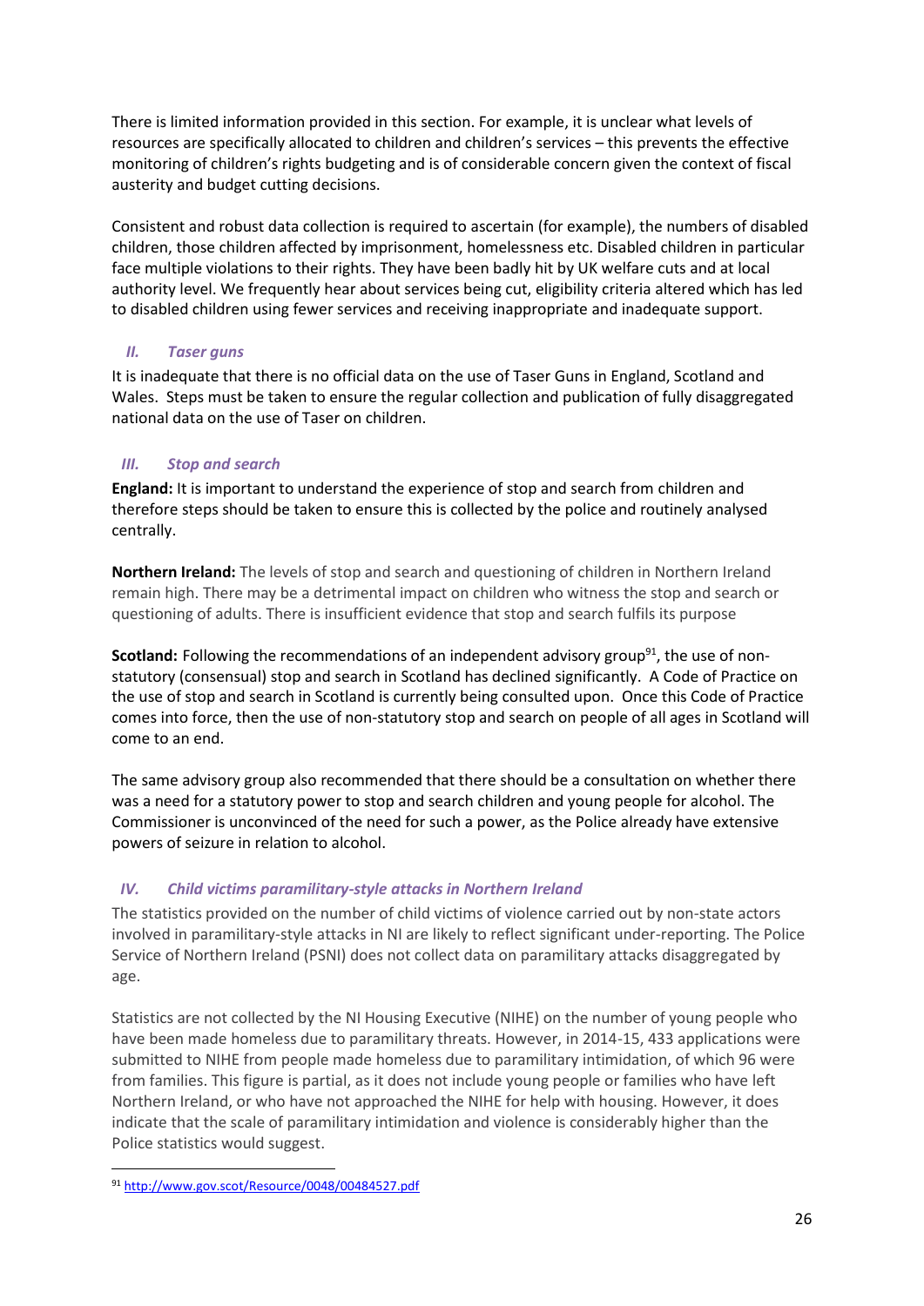There is limited information provided in this section. For example, it is unclear what levels of resources are specifically allocated to children and children's services – this prevents the effective monitoring of children's rights budgeting and is of considerable concern given the context of fiscal austerity and budget cutting decisions.

Consistent and robust data collection is required to ascertain (for example), the numbers of disabled children, those children affected by imprisonment, homelessness etc. Disabled children in particular face multiple violations to their rights. They have been badly hit by UK welfare cuts and at local authority level. We frequently hear about services being cut, eligibility criteria altered which has led to disabled children using fewer services and receiving inappropriate and inadequate support.

### *II. Taser guns*

It is inadequate that there is no official data on the use of Taser Guns in England, Scotland and Wales. Steps must be taken to ensure the regular collection and publication of fully disaggregated national data on the use of Taser on children.

### *III. Stop and search*

**England:** It is important to understand the experience of stop and search from children and therefore steps should be taken to ensure this is collected by the police and routinely analysed centrally.

**Northern Ireland:** The levels of stop and search and questioning of children in Northern Ireland remain high. There may be a detrimental impact on children who witness the stop and search or questioning of adults. There is insufficient evidence that stop and search fulfils its purpose

**Scotland:** Following the recommendations of an independent advisory group[91], the use of non-statutory (consensual) stop and search in Scotland has declined significantly. A Code of Practice on the use of stop and search in Scotland is currently being consulted upon. Once this Code of Practice comes into force, then the use of non-statutory stop and search on people of all ages in Scotland will come to an end.

The same advisory group also recommended that there should be a consultation on whether there was a need for a statutory power to stop and search children and young people for alcohol. The Commissioner is unconvinced of the need for such a power, as the Police already have extensive powers of seizure in relation to alcohol.

### *IV. Child victims paramilitary-style attacks in Northern Ireland*

The statistics provided on the number of child victims of violence carried out by non-state actors involved in paramilitary-style attacks in NI are likely to reflect significant under-reporting. The Police Service of Northern Ireland (PSNI) does not collect data on paramilitary attacks disaggregated by age.

Statistics are not collected by the NI Housing Executive (NIHE) on the number of young people who have been made homeless due to paramilitary threats. However, in 2014-15, 433 applications were submitted to NIHE from people made homeless due to paramilitary intimidation, of which 96 were from families. This figure is partial, as it does not include young people or families who have left Northern Ireland, or who have not approached the NIHE for help with housing. However, it does indicate that the scale of paramilitary intimidation and violence is considerably higher than the Police statistics would suggest.

---

[91] http://www.gov.scot/Resource/0048/00484527.pdf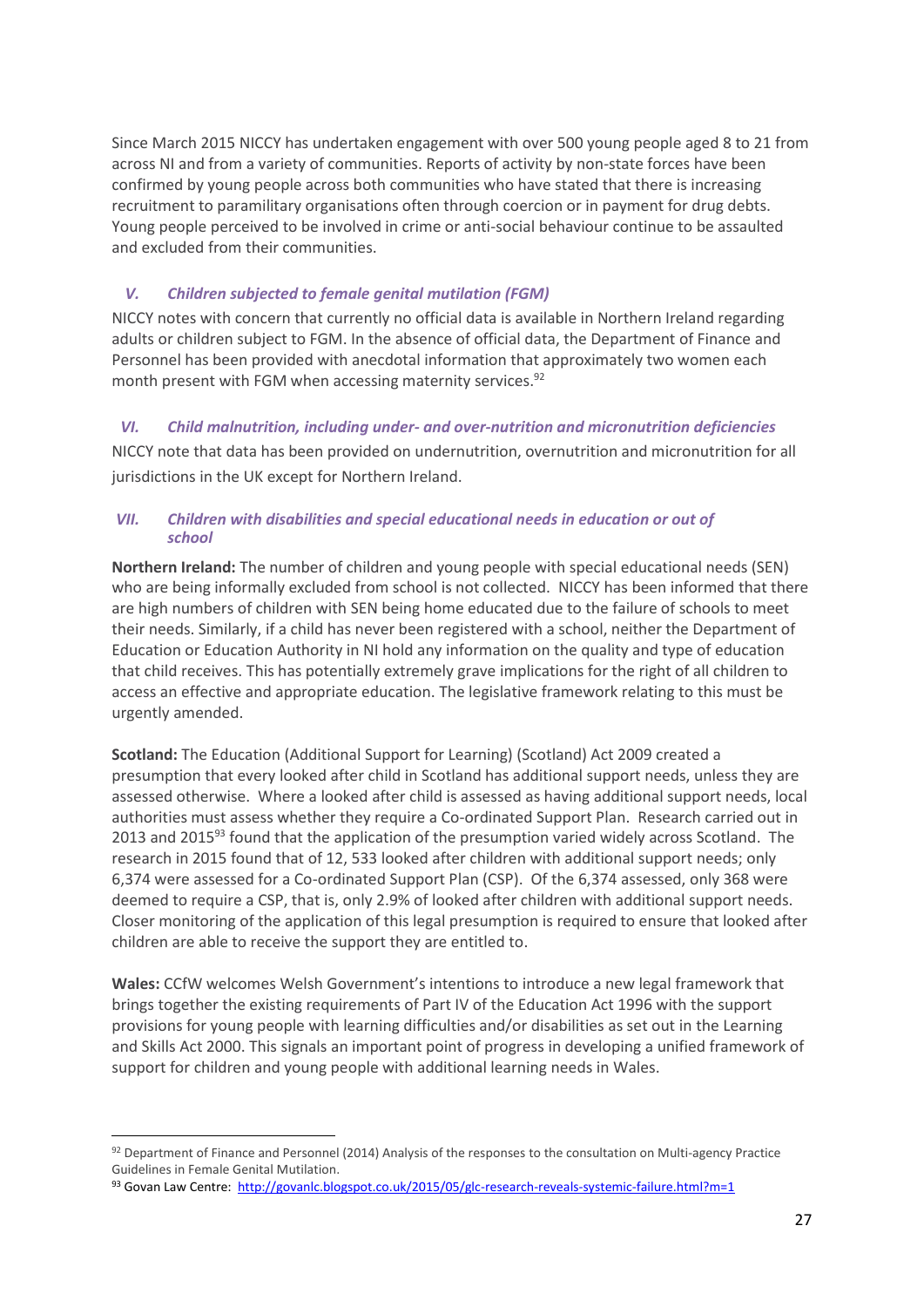Since March 2015 NICCY has undertaken engagement with over 500 young people aged 8 to 21 from across NI and from a variety of communities. Reports of activity by non-state forces have been confirmed by young people across both communities who have stated that there is increasing recruitment to paramilitary organisations often through coercion or in payment for drug debts. Young people perceived to be involved in crime or anti-social behaviour continue to be assaulted and excluded from their communities.

### *V. Children subjected to female genital mutilation (FGM)*

NICCY notes with concern that currently no official data is available in Northern Ireland regarding adults or children subject to FGM. In the absence of official data, the Department of Finance and Personnel has been provided with anecdotal information that approximately two women each month present with FGM when accessing maternity services.[92]

### *VI. Child malnutrition, including under- and over-nutrition and micronutrition deficiencies*

NICCY note that data has been provided on undernutrition, overnutrition and micronutrition for all jurisdictions in the UK except for Northern Ireland.

### *VII. Children with disabilities and special educational needs in education or out of school*

**Northern Ireland:** The number of children and young people with special educational needs (SEN) who are being informally excluded from school is not collected. NICCY has been informed that there are high numbers of children with SEN being home educated due to the failure of schools to meet their needs. Similarly, if a child has never been registered with a school, neither the Department of Education or Education Authority in NI hold any information on the quality and type of education that child receives. This has potentially extremely grave implications for the right of all children to access an effective and appropriate education. The legislative framework relating to this must be urgently amended.

**Scotland:** The Education (Additional Support for Learning) (Scotland) Act 2009 created a presumption that every looked after child in Scotland has additional support needs, unless they are assessed otherwise. Where a looked after child is assessed as having additional support needs, local authorities must assess whether they require a Co-ordinated Support Plan. Research carried out in 2013 and 2015[93] found that the application of the presumption varied widely across Scotland. The research in 2015 found that of 12, 533 looked after children with additional support needs; only 6,374 were assessed for a Co-ordinated Support Plan (CSP). Of the 6,374 assessed, only 368 were deemed to require a CSP, that is, only 2.9% of looked after children with additional support needs. Closer monitoring of the application of this legal presumption is required to ensure that looked after children are able to receive the support they are entitled to.

**Wales:** CCfW welcomes Welsh Government's intentions to introduce a new legal framework that brings together the existing requirements of Part IV of the Education Act 1996 with the support provisions for young people with learning difficulties and/or disabilities as set out in the Learning and Skills Act 2000. This signals an important point of progress in developing a unified framework of support for children and young people with additional learning needs in Wales.

---

[92] Department of Finance and Personnel (2014) Analysis of the responses to the consultation on Multi-agency Practice Guidelines in Female Genital Mutilation.

[93] Govan Law Centre: http://govanlc.blogspot.co.uk/2015/05/glc-research-reveals-systemic-failure.html?m=1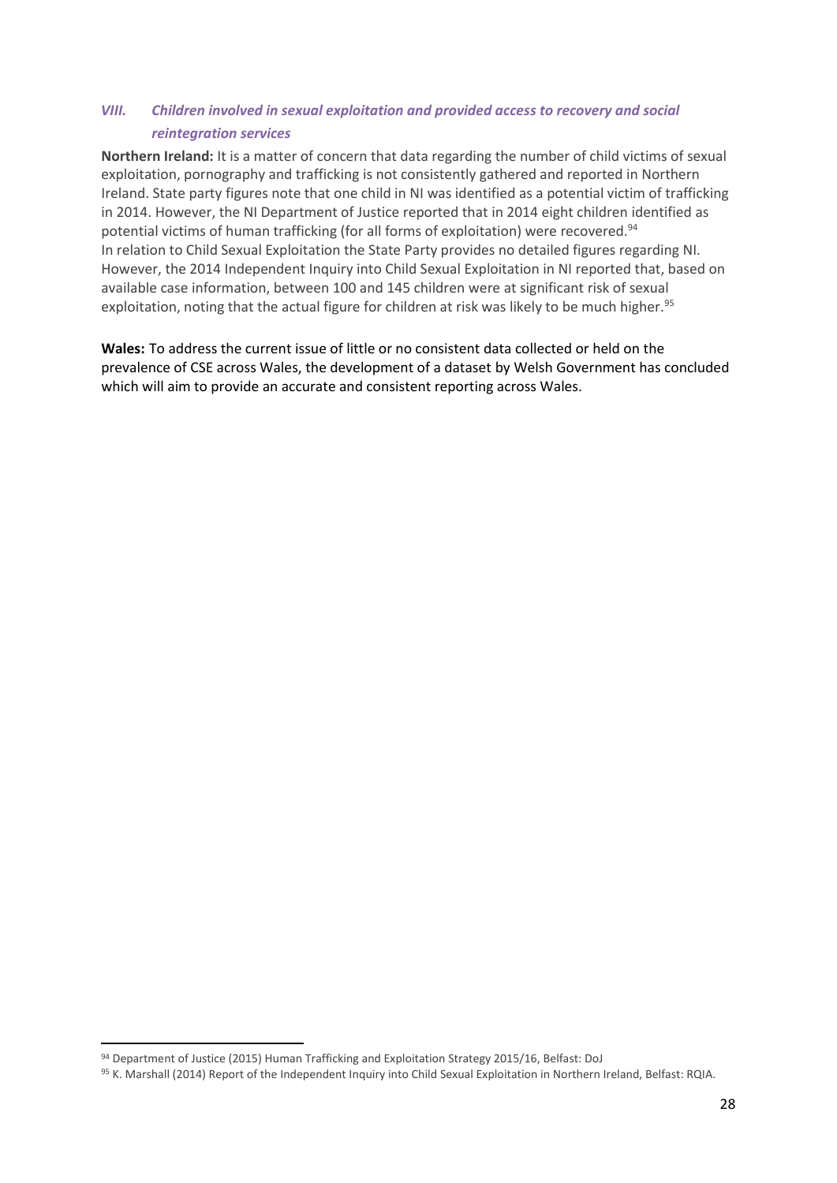### *VIII. Children involved in sexual exploitation and provided access to recovery and social reintegration services*

**Northern Ireland:** It is a matter of concern that data regarding the number of child victims of sexual exploitation, pornography and trafficking is not consistently gathered and reported in Northern Ireland. State party figures note that one child in NI was identified as a potential victim of trafficking in 2014. However, the NI Department of Justice reported that in 2014 eight children identified as potential victims of human trafficking (for all forms of exploitation) were recovered.[94]
In relation to Child Sexual Exploitation the State Party provides no detailed figures regarding NI. However, the 2014 Independent Inquiry into Child Sexual Exploitation in NI reported that, based on available case information, between 100 and 145 children were at significant risk of sexual exploitation, noting that the actual figure for children at risk was likely to be much higher.[95]

**Wales:** To address the current issue of little or no consistent data collected or held on the prevalence of CSE across Wales, the development of a dataset by Welsh Government has concluded which will aim to provide an accurate and consistent reporting across Wales.

---

[94] Department of Justice (2015) Human Trafficking and Exploitation Strategy 2015/16, Belfast: DoJ

[95] K. Marshall (2014) Report of the Independent Inquiry into Child Sexual Exploitation in Northern Ireland, Belfast: RQIA.